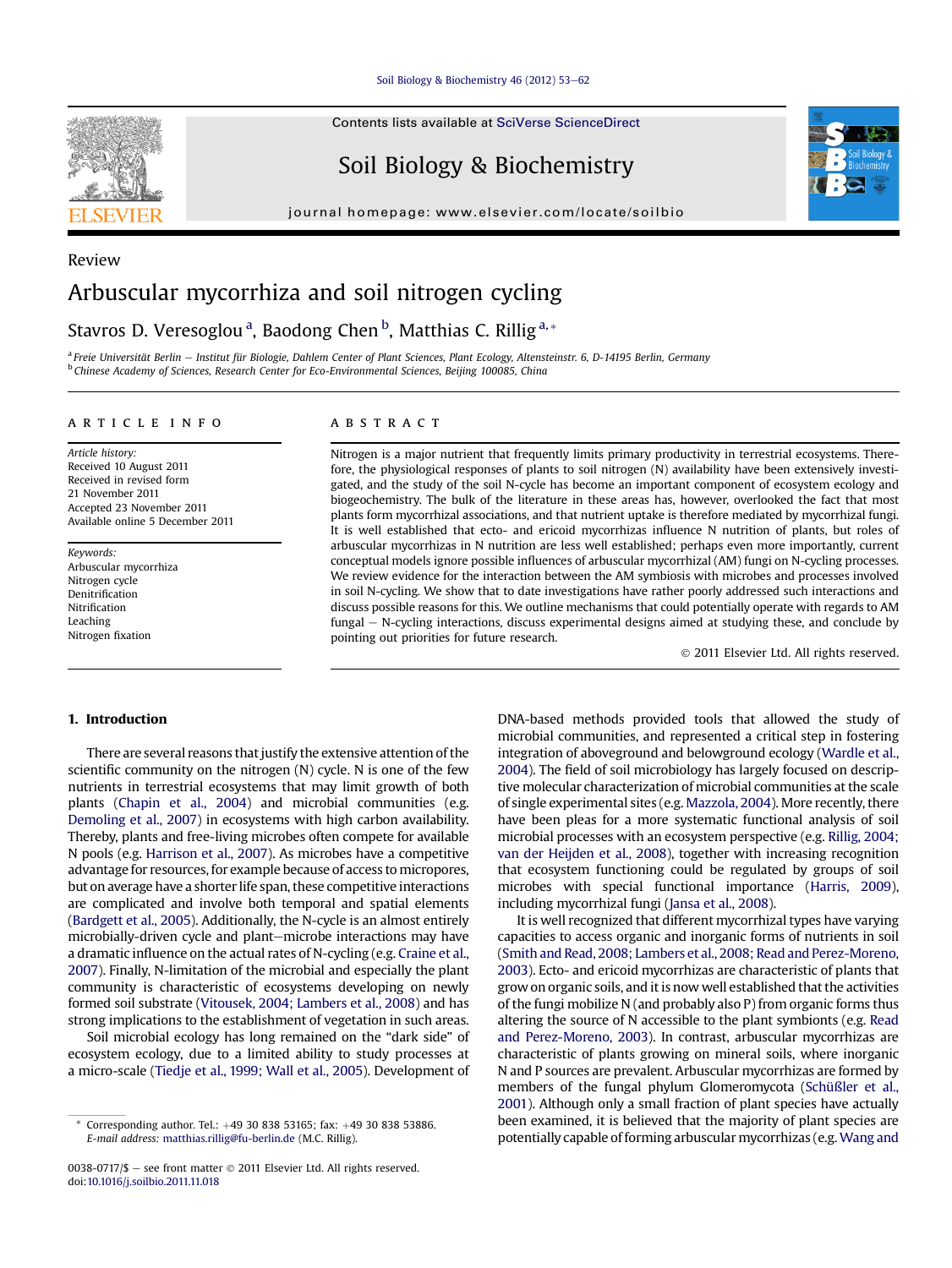Review

# Arbuscular mycorrhiza and soil nitrogen cycling

Stavros D. Veresoglou [a], Baodong Chen [b], Matthias C. Rillig [a,*]

[a] Freie Universität Berlin – Institut für Biologie, Dahlem Center of Plant Sciences, Plant Ecology, Altensteinstr. 6, D-14195 Berlin, Germany
[b] Chinese Academy of Sciences, Research Center for Eco-Environmental Sciences, Beijing 100085, China

## ARTICLE INFO

*Article history:*
Received 10 August 2011
Received in revised form
21 November 2011
Accepted 23 November 2011
Available online 5 December 2011

*Keywords:*
Arbuscular mycorrhiza
Nitrogen cycle
Denitrification
Nitrification
Leaching
Nitrogen fixation

## ABSTRACT

Nitrogen is a major nutrient that frequently limits primary productivity in terrestrial ecosystems. Therefore, the physiological responses of plants to soil nitrogen (N) availability have been extensively investigated, and the study of the soil N-cycle has become an important component of ecosystem ecology and biogeochemistry. The bulk of the literature in these areas has, however, overlooked the fact that most plants form mycorrhizal associations, and that nutrient uptake is therefore mediated by mycorrhizal fungi. It is well established that ecto- and ericoid mycorrhizas influence N nutrition of plants, but roles of arbuscular mycorrhizas in N nutrition are less well established; perhaps even more importantly, current conceptual models ignore possible influences of arbuscular mycorrhizal (AM) fungi on N-cycling processes. We review evidence for the interaction between the AM symbiosis with microbes and processes involved in soil N-cycling. We show that to date investigations have rather poorly addressed such interactions and discuss possible reasons for this. We outline mechanisms that could potentially operate with regards to AM fungal – N-cycling interactions, discuss experimental designs aimed at studying these, and conclude by pointing out priorities for future research.

© 2011 Elsevier Ltd. All rights reserved.

## 1. Introduction

There are several reasons that justify the extensive attention of the scientific community on the nitrogen (N) cycle. N is one of the few nutrients in terrestrial ecosystems that may limit growth of both plants (Chapin et al., 2004) and microbial communities (e.g. Demoling et al., 2007) in ecosystems with high carbon availability. Thereby, plants and free-living microbes often compete for available N pools (e.g. Harrison et al., 2007). As microbes have a competitive advantage for resources, for example because of access to micropores, but on average have a shorter life span, these competitive interactions are complicated and involve both temporal and spatial elements (Bardgett et al., 2005). Additionally, the N-cycle is an almost entirely microbially-driven cycle and plant–microbe interactions may have a dramatic influence on the actual rates of N-cycling (e.g. Craine et al., 2007). Finally, N-limitation of the microbial and especially the plant community is characteristic of ecosystems developing on newly formed soil substrate (Vitousek, 2004; Lambers et al., 2008) and has strong implications to the establishment of vegetation in such areas.

Soil microbial ecology has long remained on the "dark side" of ecosystem ecology, due to a limited ability to study processes at a micro-scale (Tiedje et al., 1999; Wall et al., 2005). Development of DNA-based methods provided tools that allowed the study of microbial communities, and represented a critical step in fostering integration of aboveground and belowground ecology (Wardle et al., 2004). The field of soil microbiology has largely focused on descriptive molecular characterization of microbial communities at the scale of single experimental sites (e.g. Mazzola, 2004). More recently, there have been pleas for a more systematic functional analysis of soil microbial processes with an ecosystem perspective (e.g. Rillig, 2004; van der Heijden et al., 2008), together with increasing recognition that ecosystem functioning could be regulated by groups of soil microbes with special functional importance (Harris, 2009), including mycorrhizal fungi (Jansa et al., 2008).

It is well recognized that different mycorrhizal types have varying capacities to access organic and inorganic forms of nutrients in soil (Smith and Read, 2008; Lambers et al., 2008; Read and Perez-Moreno, 2003). Ecto- and ericoid mycorrhizas are characteristic of plants that grow on organic soils, and it is now well established that the activities of the fungi mobilize N (and probably also P) from organic forms thus altering the source of N accessible to the plant symbionts (e.g. Read and Perez-Moreno, 2003). In contrast, arbuscular mycorrhizas are characteristic of plants growing on mineral soils, where inorganic N and P sources are prevalent. Arbuscular mycorrhizas are formed by members of the fungal phylum Glomeromycota (Schüßler et al., 2001). Although only a small fraction of plant species have actually been examined, it is believed that the majority of plant species are potentially capable of forming arbuscular mycorrhizas (e.g. Wang and

\* Corresponding author. Tel.: +49 30 838 53165; fax: +49 30 838 53886.
*E-mail address:* matthias.rillig@fu-berlin.de (M.C. Rillig).

0038-0717/$ – see front matter © 2011 Elsevier Ltd. All rights reserved.
doi:10.1016/j.soilbio.2011.11.018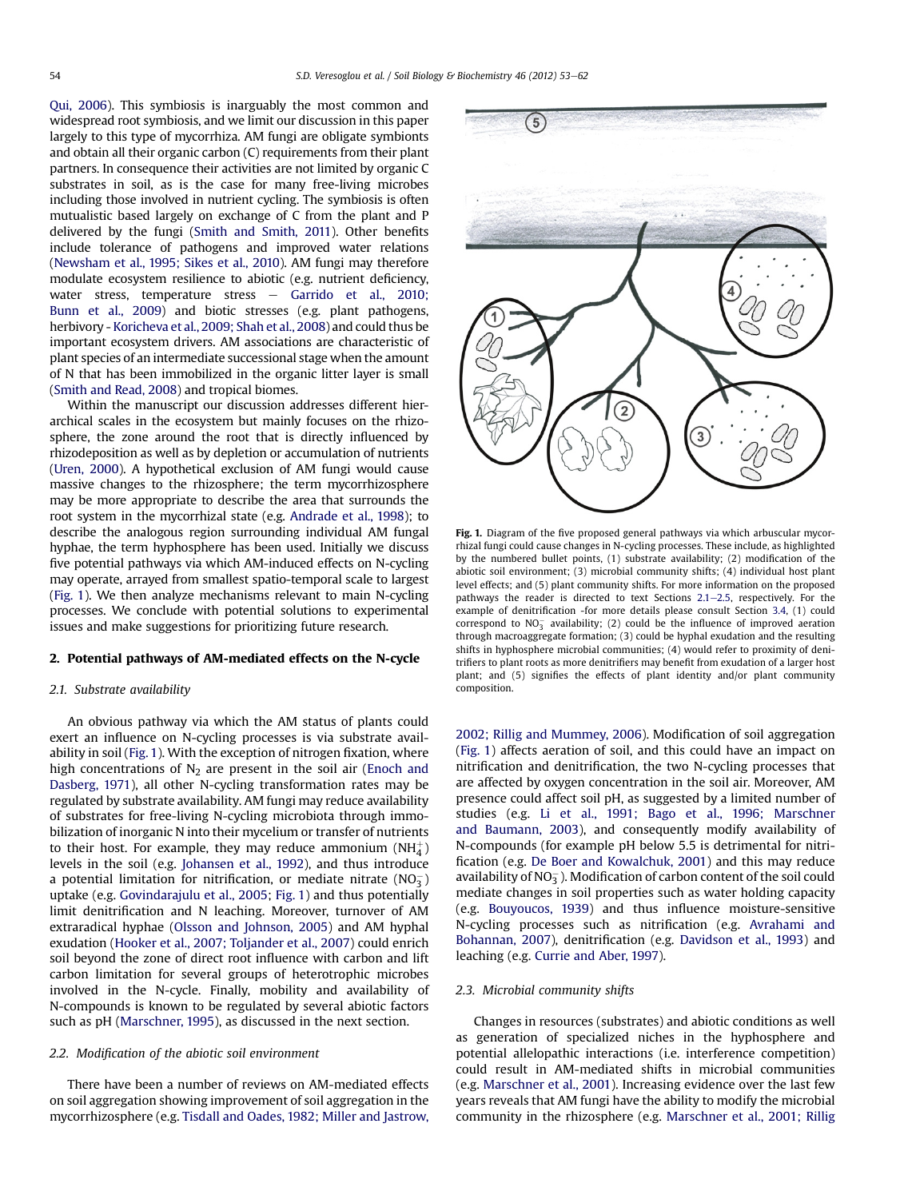Qui, 2006). This symbiosis is inarguably the most common and widespread root symbiosis, and we limit our discussion in this paper largely to this type of mycorrhiza. AM fungi are obligate symbionts and obtain all their organic carbon (C) requirements from their plant partners. In consequence their activities are not limited by organic C substrates in soil, as is the case for many free-living microbes including those involved in nutrient cycling. The symbiosis is often mutualistic based largely on exchange of C from the plant and P delivered by the fungi (Smith and Smith, 2011). Other benefits include tolerance of pathogens and improved water relations (Newsham et al., 1995; Sikes et al., 2010). AM fungi may therefore modulate ecosystem resilience to abiotic (e.g. nutrient deficiency, water stress, temperature stress – Garrido et al., 2010; Bunn et al., 2009) and biotic stresses (e.g. plant pathogens, herbivory - Koricheva et al., 2009; Shah et al., 2008) and could thus be important ecosystem drivers. AM associations are characteristic of plant species of an intermediate successional stage when the amount of N that has been immobilized in the organic litter layer is small (Smith and Read, 2008) and tropical biomes.

Within the manuscript our discussion addresses different hierarchical scales in the ecosystem but mainly focuses on the rhizosphere, the zone around the root that is directly influenced by rhizodeposition as well as by depletion or accumulation of nutrients (Uren, 2000). A hypothetical exclusion of AM fungi would cause massive changes to the rhizosphere; the term mycorrhizosphere may be more appropriate to describe the area that surrounds the root system in the mycorrhizal state (e.g. Andrade et al., 1998); to describe the analogous region surrounding individual AM fungal hyphae, the term hyphosphere has been used. Initially we discuss five potential pathways via which AM-induced effects on N-cycling may operate, arrayed from smallest spatio-temporal scale to largest (Fig. 1). We then analyze mechanisms relevant to main N-cycling processes. We conclude with potential solutions to experimental issues and make suggestions for prioritizing future research.

Fig. 1. Diagram of the five proposed general pathways via which arbuscular mycorrhizal fungi could cause changes in N-cycling processes. These include, as highlighted by the numbered bullet points, (1) substrate availability; (2) modification of the abiotic soil environment; (3) microbial community shifts; (4) individual host plant level effects; and (5) plant community shifts. For more information on the proposed pathways the reader is directed to text Sections 2.1–2.5, respectively. For the example of denitrification -for more details please consult Section 3.4, (1) could correspond to $NO_3^-$ availability; (2) could be the influence of improved aeration through macroaggregate formation; (3) could be hyphal exudation and the resulting shifts in hyphosphere microbial communities; (4) would refer to proximity of denitrifiers to plant roots as more denitrifiers may benefit from exudation of a larger host plant; and (5) signifies the effects of plant identity and/or plant community composition.

## 2. Potential pathways of AM-mediated effects on the N-cycle

### 2.1. Substrate availability

An obvious pathway via which the AM status of plants could exert an influence on N-cycling processes is via substrate availability in soil (Fig. 1). With the exception of nitrogen fixation, where high concentrations of $N_2$ are present in the soil air (Enoch and Dasberg, 1971), all other N-cycling transformation rates may be regulated by substrate availability. AM fungi may reduce availability of substrates for free-living N-cycling microbiota through immobilization of inorganic N into their mycelium or transfer of nutrients to their host. For example, they may reduce ammonium ($NH_4^+$) levels in the soil (e.g. Johansen et al., 1992), and thus introduce a potential limitation for nitrification, or mediate nitrate ($NO_3^-$) uptake (e.g. Govindarajulu et al., 2005; Fig. 1) and thus potentially limit denitrification and N leaching. Moreover, turnover of AM extraradical hyphae (Olsson and Johnson, 2005) and AM hyphal exudation (Hooker et al., 2007; Toljander et al., 2007) could enrich soil beyond the zone of direct root influence with carbon and lift carbon limitation for several groups of heterotrophic microbes involved in the N-cycle. Finally, mobility and availability of N-compounds is known to be regulated by several abiotic factors such as pH (Marschner, 1995), as discussed in the next section.

### 2.2. Modification of the abiotic soil environment

There have been a number of reviews on AM-mediated effects on soil aggregation showing improvement of soil aggregation in the mycorrhizosphere (e.g. Tisdall and Oades, 1982; Miller and Jastrow, 2002; Rillig and Mummey, 2006). Modification of soil aggregation (Fig. 1) affects aeration of soil, and this could have an impact on nitrification and denitrification, the two N-cycling processes that are affected by oxygen concentration in the soil air. Moreover, AM presence could affect soil pH, as suggested by a limited number of studies (e.g. Li et al., 1991; Bago et al., 1996; Marschner and Baumann, 2003), and consequently modify availability of N-compounds (for example pH below 5.5 is detrimental for nitrification (e.g. De Boer and Kowalchuk, 2001) and this may reduce availability of $NO_3^-$). Modification of carbon content of the soil could mediate changes in soil properties such as water holding capacity (e.g. Bouyoucos, 1939) and thus influence moisture-sensitive N-cycling processes such as nitrification (e.g. Avrahami and Bohannan, 2007), denitrification (e.g. Davidson et al., 1993) and leaching (e.g. Currie and Aber, 1997).

### 2.3. Microbial community shifts

Changes in resources (substrates) and abiotic conditions as well as generation of specialized niches in the hyphosphere and potential allelopathic interactions (i.e. interference competition) could result in AM-mediated shifts in microbial communities (e.g. Marschner et al., 2001). Increasing evidence over the last few years reveals that AM fungi have the ability to modify the microbial community in the rhizosphere (e.g. Marschner et al., 2001; Rillig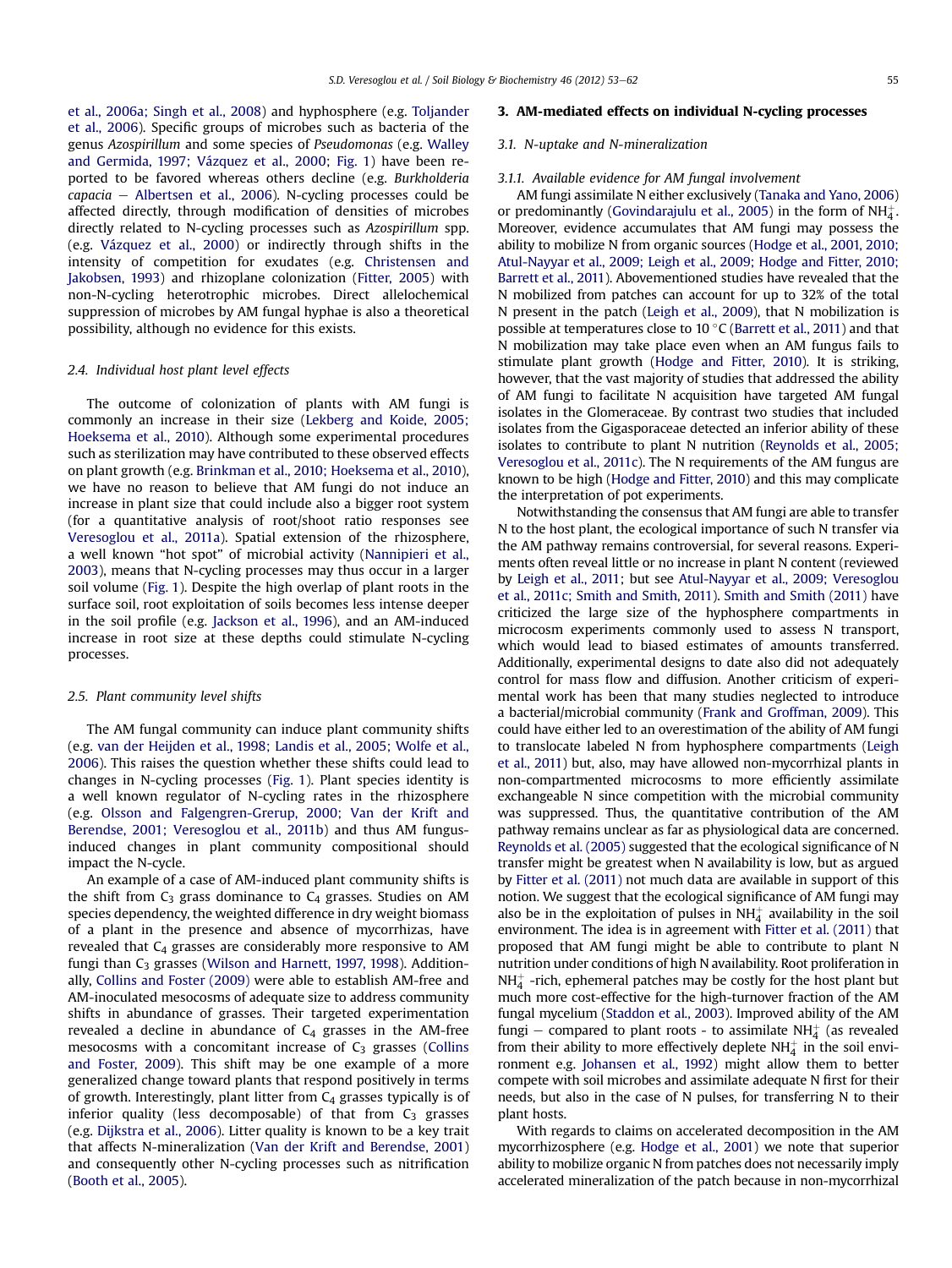et al., 2006a; Singh et al., 2008) and hyphosphere (e.g. Toljander et al., 2006). Specific groups of microbes such as bacteria of the genus *Azospirillum* and some species of *Pseudomonas* (e.g. Walley and Germida, 1997; Vázquez et al., 2000; Fig. 1) have been reported to be favored whereas others decline (e.g. *Burkholderia capacia* – Albertsen et al., 2006). N-cycling processes could be affected directly, through modification of densities of microbes directly related to N-cycling processes such as *Azospirillum* spp. (e.g. Vázquez et al., 2000) or indirectly through shifts in the intensity of competition for exudates (e.g. Christensen and Jakobsen, 1993) and rhizoplane colonization (Fitter, 2005) with non-N-cycling heterotrophic microbes. Direct allelochemical suppression of microbes by AM fungal hyphae is also a theoretical possibility, although no evidence for this exists.

### 2.4. Individual host plant level effects

The outcome of colonization of plants with AM fungi is commonly an increase in their size (Lekberg and Koide, 2005; Hoeksema et al., 2010). Although some experimental procedures such as sterilization may have contributed to these observed effects on plant growth (e.g. Brinkman et al., 2010; Hoeksema et al., 2010), we have no reason to believe that AM fungi do not induce an increase in plant size that could include also a bigger root system (for a quantitative analysis of root/shoot ratio responses see Veresoglou et al., 2011a). Spatial extension of the rhizosphere, a well known "hot spot" of microbial activity (Nannipieri et al., 2003), means that N-cycling processes may thus occur in a larger soil volume (Fig. 1). Despite the high overlap of plant roots in the surface soil, root exploitation of soils becomes less intense deeper in the soil profile (e.g. Jackson et al., 1996), and an AM-induced increase in root size at these depths could stimulate N-cycling processes.

### 2.5. Plant community level shifts

The AM fungal community can induce plant community shifts (e.g. van der Heijden et al., 1998; Landis et al., 2005; Wolfe et al., 2006). This raises the question whether these shifts could lead to changes in N-cycling processes (Fig. 1). Plant species identity is a well known regulator of N-cycling rates in the rhizosphere (e.g. Olsson and Falgengren-Grerup, 2000; Van der Krift and Berendse, 2001; Veresoglou et al., 2011b) and thus AM fungus-induced changes in plant community compositional should impact the N-cycle.

An example of a case of AM-induced plant community shifts is the shift from $C_3$ grass dominance to $C_4$ grasses. Studies on AM species dependency, the weighted difference in dry weight biomass of a plant in the presence and absence of mycorrhizas, have revealed that $C_4$ grasses are considerably more responsive to AM fungi than $C_3$ grasses (Wilson and Harnett, 1997, 1998). Additionally, Collins and Foster (2009) were able to establish AM-free and AM-inoculated mesocosms of adequate size to address community shifts in abundance of grasses. Their targeted experimentation revealed a decline in abundance of $C_4$ grasses in the AM-free mesocosms with a concomitant increase of $C_3$ grasses (Collins and Foster, 2009). This shift may be one example of a more generalized change toward plants that respond positively in terms of growth. Interestingly, plant litter from $C_4$ grasses typically is of inferior quality (less decomposable) than that from $C_3$ grasses (e.g. Dijkstra et al., 2006). Litter quality is known to be a key trait that affects N-mineralization (Van der Krift and Berendse, 2001) and consequently other N-cycling processes such as nitrification (Booth et al., 2005).

## 3. AM-mediated effects on individual N-cycling processes

### 3.1. N-uptake and N-mineralization

#### 3.1.1. Available evidence for AM fungal involvement

AM fungi assimilate N either exclusively (Tanaka and Yano, 2006) or predominantly (Govindarajulu et al., 2005) in the form of $NH_4^+$. Moreover, evidence accumulates that AM fungi may possess the ability to mobilize N from organic sources (Hodge et al., 2001, 2010; Atul-Nayyar et al., 2009; Leigh et al., 2009; Hodge and Fitter, 2010; Barrett et al., 2011). Abovementioned studies have revealed that the N mobilized from patches can account for up to 32% of the total N present in the patch (Leigh et al., 2009), that N mobilization is possible at temperatures close to 10 °C (Barrett et al., 2011) and that N mobilization may take place even when an AM fungus fails to stimulate plant growth (Hodge and Fitter, 2010). It is striking, however, that the vast majority of studies that addressed the ability of AM fungi to facilitate N acquisition have targeted AM fungal isolates in the Glomeraceae. By contrast two studies that included isolates from the Gigasporaceae detected an inferior ability of these isolates to contribute to plant N nutrition (Reynolds et al., 2005; Veresoglou et al., 2011c). The N requirements of the AM fungus are known to be high (Hodge and Fitter, 2010) and this may complicate the interpretation of pot experiments.

Notwithstanding the consensus that AM fungi are able to transfer N to the host plant, the ecological importance of such N transfer via the AM pathway remains controversial, for several reasons. Experiments often reveal little or no increase in plant N content (reviewed by Leigh et al., 2011; but see Atul-Nayyar et al., 2009; Veresoglou et al., 2011c; Smith and Smith, 2011). Smith and Smith (2011) have criticized the large size of the hyphosphere compartments in microcosm experiments commonly used to assess N transport, which would lead to biased estimates of amounts transferred. Additionally, experimental designs to date also did not adequately control for mass flow and diffusion. Another criticism of experimental work has been that many studies neglected to introduce a bacterial/microbial community (Frank and Groffman, 2009). This could have either led to an overestimation of the ability of AM fungi to translocate labeled N from hyphosphere compartments (Leigh et al., 2011) but, also, may have allowed non-mycorrhizal plants in non-compartmented microcosms to more efficiently assimilate exchangeable N since competition with the microbial community was suppressed. Thus, the quantitative contribution of the AM pathway remains unclear as far as physiological data are concerned. Reynolds et al. (2005) suggested that the ecological significance of N transfer might be greatest when N availability is low, but as argued by Fitter et al. (2011) not much data are available in support of this notion. We suggest that the ecological significance of AM fungi may also be in the exploitation of pulses in $NH_4^+$ availability in the soil environment. The idea is in agreement with Fitter et al. (2011) that proposed that AM fungi might be able to contribute to plant N nutrition under conditions of high N availability. Root proliferation in $NH_4^+$-rich, ephemeral patches may be costly for the host plant but much more cost-effective for the high-turnover fraction of the AM fungal mycelium (Staddon et al., 2003). Improved ability of the AM fungi – compared to plant roots - to assimilate $NH_4^+$ (as revealed from their ability to more effectively deplete $NH_4^+$ in the soil environment e.g. Johansen et al., 1992) might allow them to better compete with soil microbes and assimilate adequate N first for their needs, but also in the case of N pulses, for transferring N to their plant hosts.

With regards to claims on accelerated decomposition in the AM mycorrhizosphere (e.g. Hodge et al., 2001) we note that superior ability to mobilize organic N from patches does not necessarily imply accelerated mineralization of the patch because in non-mycorrhizal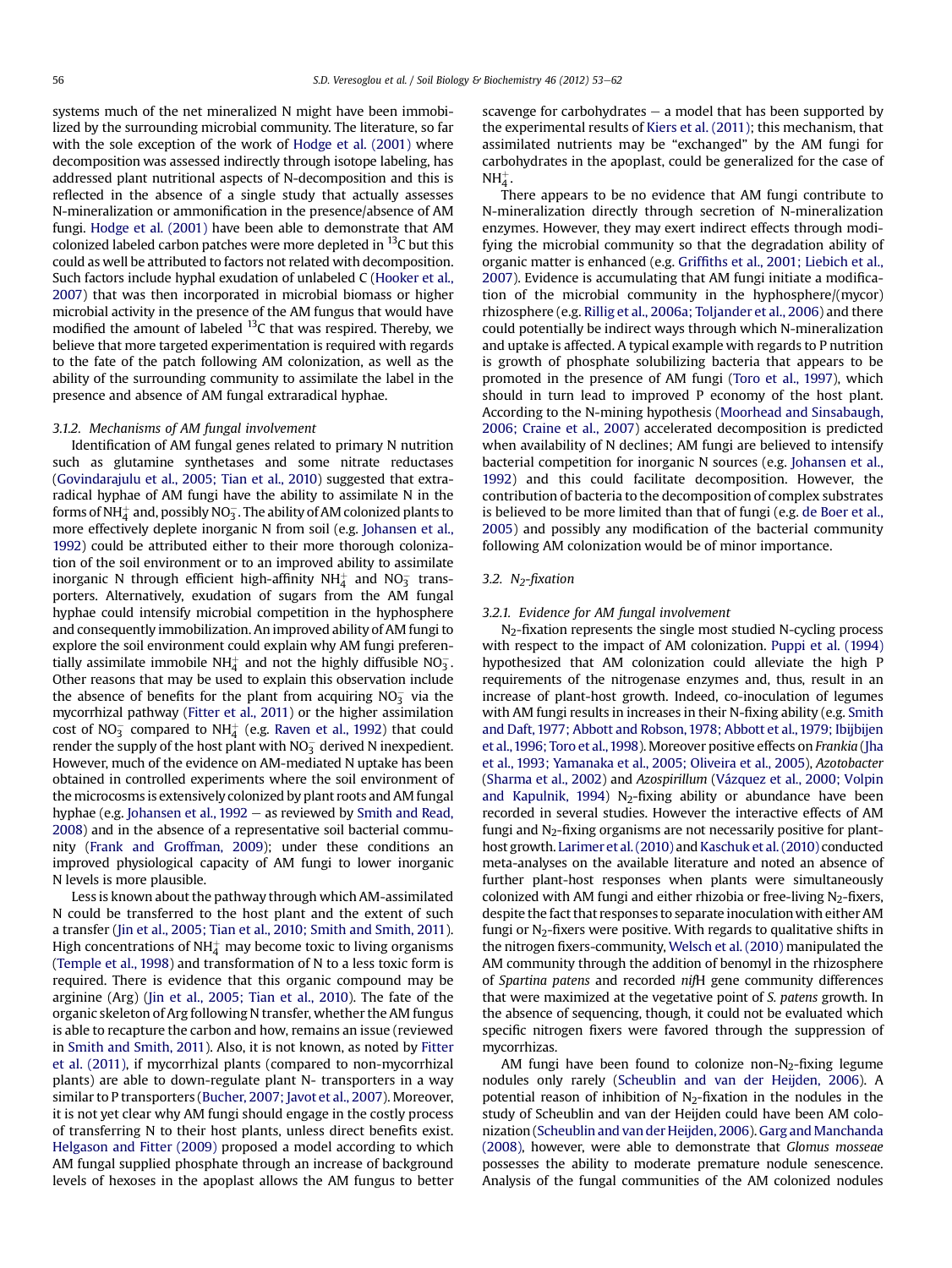systems much of the net mineralized N might have been immobilized by the surrounding microbial community. The literature, so far with the sole exception of the work of Hodge et al. (2001) where decomposition was assessed indirectly through isotope labeling, has addressed plant nutritional aspects of N-decomposition and this is reflected in the absence of a single study that actually assesses N-mineralization or ammonification in the presence/absence of AM fungi. Hodge et al. (2001) have been able to demonstrate that AM colonized labeled carbon patches were more depleted in $^{13}C$ but this could as well be attributed to factors not related with decomposition. Such factors include hyphal exudation of unlabeled C (Hooker et al., 2007) that was then incorporated in microbial biomass or higher microbial activity in the presence of the AM fungus that would have modified the amount of labeled $^{13}C$ that was respired. Thereby, we believe that more targeted experimentation is required with regards to the fate of the patch following AM colonization, as well as the ability of the surrounding community to assimilate the label in the presence and absence of AM fungal extraradical hyphae.

#### 3.1.2. Mechanisms of AM fungal involvement

Identification of AM fungal genes related to primary N nutrition such as glutamine synthetases and some nitrate reductases (Govindarajulu et al., 2005; Tian et al., 2010) suggested that extraradical hyphae of AM fungi have the ability to assimilate N in the forms of $NH_4^+$ and, possibly $NO_3^-$. The ability of AM colonized plants to more effectively deplete inorganic N from soil (e.g. Johansen et al., 1992) could be attributed either to their more thorough colonization of the soil environment or to an improved ability to assimilate inorganic N through efficient high-affinity $NH_4^+$ and $NO_3^-$ transporters. Alternatively, exudation of sugars from the AM fungal hyphae could intensify microbial competition in the hyphosphere and consequently immobilization. An improved ability of AM fungi to explore the soil environment could explain why AM fungi preferentially assimilate immobile $NH_4^+$ and not the highly diffusible $NO_3^-$. Other reasons that may be used to explain this observation include the absence of benefits for the plant from acquiring $NO_3^-$ via the mycorrhizal pathway (Fitter et al., 2011) or the higher assimilation cost of $NO_3^-$ compared to $NH_4^+$ (e.g. Raven et al., 1992) that could render the supply of the host plant with $NO_3^-$ derived N inexpedient. However, much of the evidence on AM-mediated N uptake has been obtained in controlled experiments where the soil environment of the microcosms is extensively colonized by plant roots and AM fungal hyphae (e.g. Johansen et al., 1992 – as reviewed by Smith and Read, 2008) and in the absence of a representative soil bacterial community (Frank and Groffman, 2009); under these conditions an improved physiological capacity of AM fungi to lower inorganic N levels is more plausible.

Less is known about the pathway through which AM-assimilated N could be transferred to the host plant and the extent of such a transfer (Jin et al., 2005; Tian et al., 2010; Smith and Smith, 2011). High concentrations of $NH_4^+$ may become toxic to living organisms (Temple et al., 1998) and transformation of N to a less toxic form is required. There is evidence that this organic compound may be arginine (Arg) (Jin et al., 2005; Tian et al., 2010). The fate of the organic skeleton of Arg following N transfer, whether the AM fungus is able to recapture the carbon and how, remains an issue (reviewed in Smith and Smith, 2011). Also, it is not known, as noted by Fitter et al. (2011), if mycorrhizal plants (compared to non-mycorrhizal plants) are able to down-regulate plant N- transporters in a way similar to P transporters (Bucher, 2007; Javot et al., 2007). Moreover, it is not yet clear why AM fungi should engage in the costly process of transferring N to their host plants, unless direct benefits exist. Helgason and Fitter (2009) proposed a model according to which AM fungal supplied phosphate through an increase of background levels of hexoses in the apoplast allows the AM fungus to better scavenge for carbohydrates – a model that has been supported by the experimental results of Kiers et al. (2011); this mechanism, that assimilated nutrients may be "exchanged" by the AM fungi for carbohydrates in the apoplast, could be generalized for the case of $NH_4^+$.

There appears to be no evidence that AM fungi contribute to N-mineralization directly through secretion of N-mineralization enzymes. However, they may exert indirect effects through modifying the microbial community so that the degradation ability of organic matter is enhanced (e.g. Griffiths et al., 2001; Liebich et al., 2007). Evidence is accumulating that AM fungi initiate a modification of the microbial community in the hyphosphere/(mycor) rhizosphere (e.g. Rillig et al., 2006a; Toljander et al., 2006) and there could potentially be indirect ways through which N-mineralization and uptake is affected. A typical example with regards to P nutrition is growth of phosphate solubilizing bacteria that appears to be promoted in the presence of AM fungi (Toro et al., 1997), which should in turn lead to improved P economy of the host plant. According to the N-mining hypothesis (Moorhead and Sinsabaugh, 2006; Craine et al., 2007) accelerated decomposition is predicted when availability of N declines; AM fungi are believed to intensify bacterial competition for inorganic N sources (e.g. Johansen et al., 1992) and this could facilitate decomposition. However, the contribution of bacteria to the decomposition of complex substrates is believed to be more limited than that of fungi (e.g. de Boer et al., 2005) and possibly any modification of the bacterial community following AM colonization would be of minor importance.

### 3.2. $N_2$-fixation

#### 3.2.1. Evidence for AM fungal involvement

$N_2$-fixation represents the single most studied N-cycling process with respect to the impact of AM colonization. Puppi et al. (1994) hypothesized that AM colonization could alleviate the high P requirements of the nitrogenase enzymes and, thus, result in an increase of plant-host growth. Indeed, co-inoculation of legumes with AM fungi results in increases in their N-fixing ability (e.g. Smith and Daft, 1977; Abbott and Robson, 1978; Abbott et al., 1979; Ibijbijen et al., 1996; Toro et al., 1998). Moreover positive effects on *Frankia* (Jha et al., 1993; Yamanaka et al., 2005; Oliveira et al., 2005), *Azotobacter* (Sharma et al., 2002) and *Azospirillum* (Vázquez et al., 2000; Volpin and Kapulnik, 1994) $N_2$-fixing ability or abundance have been recorded in several studies. However the interactive effects of AM fungi and $N_2$-fixing organisms are not necessarily positive for plant-host growth. Larimer et al. (2010) and Kaschuk et al. (2010) conducted meta-analyses on the available literature and noted an absence of further plant-host responses when plants were simultaneously colonized with AM fungi and either rhizobia or free-living $N_2$-fixers, despite the fact that responses to separate inoculation with either AM fungi or $N_2$-fixers were positive. With regards to qualitative shifts in the nitrogen fixers-community, Welsch et al. (2010) manipulated the AM community through the addition of benomyl in the rhizosphere of *Spartina patens* and recorded *nif*H gene community differences that were maximized at the vegetative point of *S. patens* growth. In the absence of sequencing, though, it could not be evaluated which specific nitrogen fixers were favored through the suppression of mycorrhizas.

AM fungi have been found to colonize non-$N_2$-fixing legume nodules only rarely (Scheublin and van der Heijden, 2006). A potential reason of inhibition of $N_2$-fixation in the nodules in the study of Scheublin and van der Heijden could have been AM colonization (Scheublin and van der Heijden, 2006). Garg and Manchanda (2008), however, were able to demonstrate that *Glomus mosseae* possesses the ability to moderate premature nodule senescence. Analysis of the fungal communities of the AM colonized nodules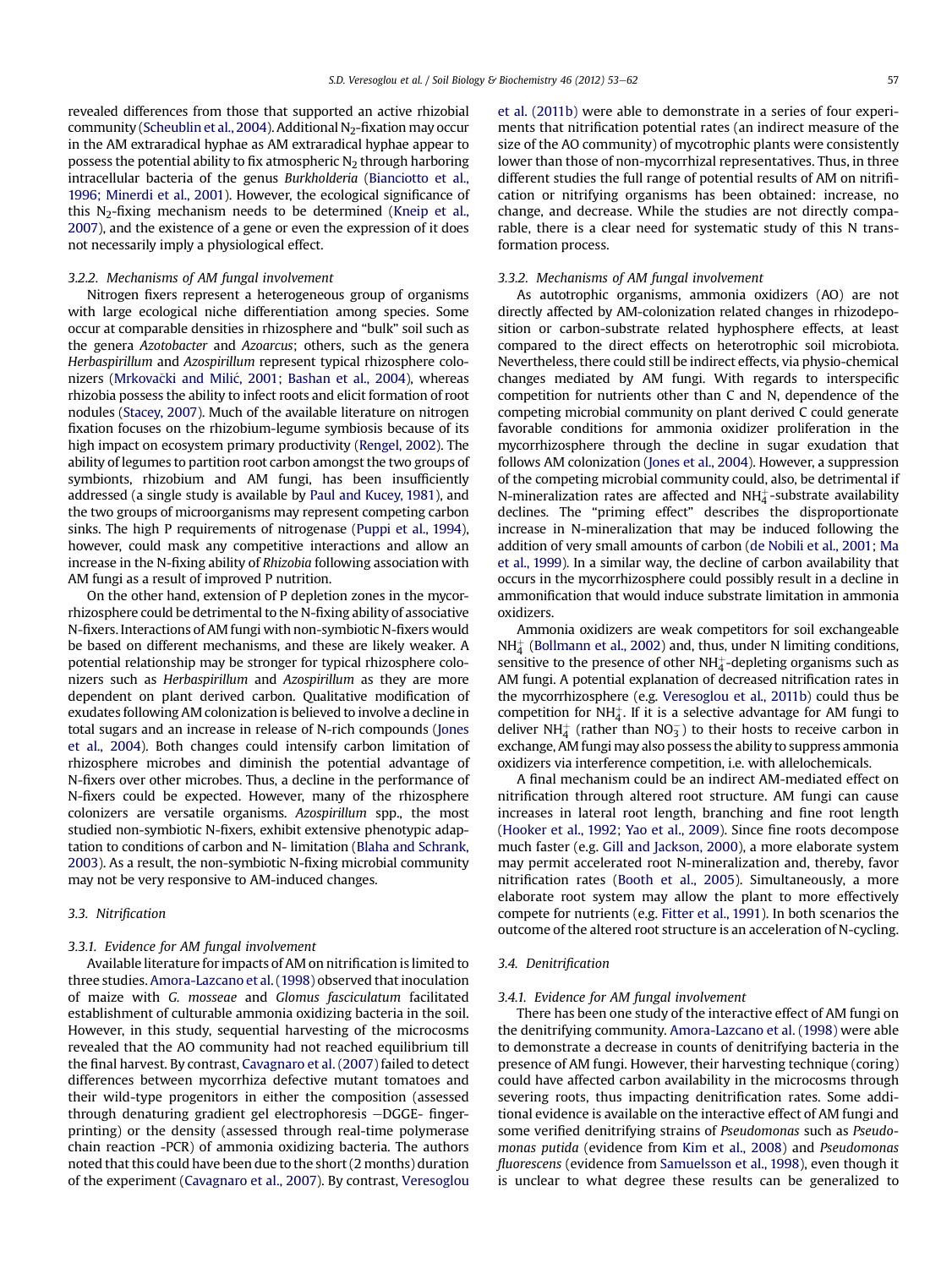revealed differences from those that supported an active rhizobial community (Scheublin et al., 2004). Additional $N_2$-fixation may occur in the AM extraradical hyphae as AM extraradical hyphae appear to possess the potential ability to fix atmospheric $N_2$ through harboring intracellular bacteria of the genus *Burkholderia* (Bianciotto et al., 1996; Minerdi et al., 2001). However, the ecological significance of this $N_2$-fixing mechanism needs to be determined (Kneip et al., 2007), and the existence of a gene or even the expression of it does not necessarily imply a physiological effect.

#### 3.2.2. Mechanisms of AM fungal involvement

Nitrogen fixers represent a heterogeneous group of organisms with large ecological niche differentiation among species. Some occur at comparable densities in rhizosphere and "bulk" soil such as the genera *Azotobacter* and *Azoarcus*; others, such as the genera *Herbaspirillum* and *Azospirillum* represent typical rhizosphere colonizers (Mrkovački and Milić, 2001; Bashan et al., 2004), whereas rhizobia possess the ability to infect roots and elicit formation of root nodules (Stacey, 2007). Much of the available literature on nitrogen fixation focuses on the rhizobium-legume symbiosis because of its high impact on ecosystem primary productivity (Rengel, 2002). The ability of legumes to partition root carbon amongst the two groups of symbionts, rhizobium and AM fungi, has been insufficiently addressed (a single study is available by Paul and Kucey, 1981), and the two groups of microorganisms may represent competing carbon sinks. The high P requirements of nitrogenase (Puppi et al., 1994), however, could mask any competitive interactions and allow an increase in the N-fixing ability of *Rhizobia* following association with AM fungi as a result of improved P nutrition.

On the other hand, extension of P depletion zones in the mycorrhizosphere could be detrimental to the N-fixing ability of associative N-fixers. Interactions of AM fungi with non-symbiotic N-fixers would be based on different mechanisms, and these are likely weaker. A potential relationship may be stronger for typical rhizosphere colonizers such as *Herbaspirillum* and *Azospirillum* as they are more dependent on plant derived carbon. Qualitative modification of exudates following AM colonization is believed to involve a decline in total sugars and an increase in release of N-rich compounds (Jones et al., 2004). Both changes could intensify carbon limitation of rhizosphere microbes and diminish the potential advantage of N-fixers over other microbes. Thus, a decline in the performance of N-fixers could be expected. However, many of the rhizosphere colonizers are versatile organisms. *Azospirillum* spp., the most studied non-symbiotic N-fixers, exhibit extensive phenotypic adaptation to conditions of carbon and N- limitation (Blaha and Schrank, 2003). As a result, the non-symbiotic N-fixing microbial community may not be very responsive to AM-induced changes.

### 3.3. Nitrification

#### 3.3.1. Evidence for AM fungal involvement

Available literature for impacts of AM on nitrification is limited to three studies. Amora-Lazcano et al. (1998) observed that inoculation of maize with *G. mosseae* and *Glomus fasciculatum* facilitated establishment of culturable ammonia oxidizing bacteria in the soil. However, in this study, sequential harvesting of the microcosms revealed that the AO community had not reached equilibrium till the final harvest. By contrast, Cavagnaro et al. (2007) failed to detect differences between mycorrhiza defective mutant tomatoes and their wild-type progenitors in either the composition (assessed through denaturing gradient gel electrophoresis −DGGE- fingerprinting) or the density (assessed through real-time polymerase chain reaction -PCR) of ammonia oxidizing bacteria. The authors noted that this could have been due to the short (2 months) duration of the experiment (Cavagnaro et al., 2007). By contrast, Veresoglou et al. (2011b) were able to demonstrate in a series of four experiments that nitrification potential rates (an indirect measure of the size of the AO community) of mycotrophic plants were consistently lower than those of non-mycorrhizal representatives. Thus, in three different studies the full range of potential results of AM on nitrification or nitrifying organisms has been obtained: increase, no change, and decrease. While the studies are not directly comparable, there is a clear need for systematic study of this N transformation process.

#### 3.3.2. Mechanisms of AM fungal involvement

As autotrophic organisms, ammonia oxidizers (AO) are not directly affected by AM-colonization related changes in rhizodeposition or carbon-substrate related hyphosphere effects, at least compared to the direct effects on heterotrophic soil microbiota. Nevertheless, there could still be indirect effects, via physio-chemical changes mediated by AM fungi. With regards to interspecific competition for nutrients other than C and N, dependence of the competing microbial community on plant derived C could generate favorable conditions for ammonia oxidizer proliferation in the mycorrhizosphere through the decline in sugar exudation that follows AM colonization (Jones et al., 2004). However, a suppression of the competing microbial community could, also, be detrimental if N-mineralization rates are affected and $NH_4^+$-substrate availability declines. The "priming effect" describes the disproportionate increase in N-mineralization that may be induced following the addition of very small amounts of carbon (de Nobili et al., 2001; Ma et al., 1999). In a similar way, the decline of carbon availability that occurs in the mycorrhizosphere could possibly result in a decline in ammonification that would induce substrate limitation in ammonia oxidizers.

Ammonia oxidizers are weak competitors for soil exchangeable $NH_4^+$ (Bollmann et al., 2002) and, thus, under N limiting conditions, sensitive to the presence of other $NH_4^+$-depleting organisms such as AM fungi. A potential explanation of decreased nitrification rates in the mycorrhizosphere (e.g. Veresoglou et al., 2011b) could thus be competition for $NH_4^+$. If it is a selective advantage for AM fungi to deliver $NH_4^+$ (rather than $NO_3^-$) to their hosts to receive carbon in exchange, AM fungi may also possess the ability to suppress ammonia oxidizers via interference competition, i.e. with allelochemicals.

A final mechanism could be an indirect AM-mediated effect on nitrification through altered root structure. AM fungi can cause increases in lateral root length, branching and fine root length (Hooker et al., 1992; Yao et al., 2009). Since fine roots decompose much faster (e.g. Gill and Jackson, 2000), a more elaborate system may permit accelerated root N-mineralization and, thereby, favor nitrification rates (Booth et al., 2005). Simultaneously, a more elaborate root system may allow the plant to more effectively compete for nutrients (e.g. Fitter et al., 1991). In both scenarios the outcome of the altered root structure is an acceleration of N-cycling.

### 3.4. Denitrification

#### 3.4.1. Evidence for AM fungal involvement

There has been one study of the interactive effect of AM fungi on the denitrifying community. Amora-Lazcano et al. (1998) were able to demonstrate a decrease in counts of denitrifying bacteria in the presence of AM fungi. However, their harvesting technique (coring) could have affected carbon availability in the microcosms through severing roots, thus impacting denitrification rates. Some additional evidence is available on the interactive effect of AM fungi and some verified denitrifying strains of *Pseudomonas* such as *Pseudomonas putida* (evidence from Kim et al., 2008) and *Pseudomonas fluorescens* (evidence from Samuelsson et al., 1998), even though it is unclear to what degree these results can be generalized to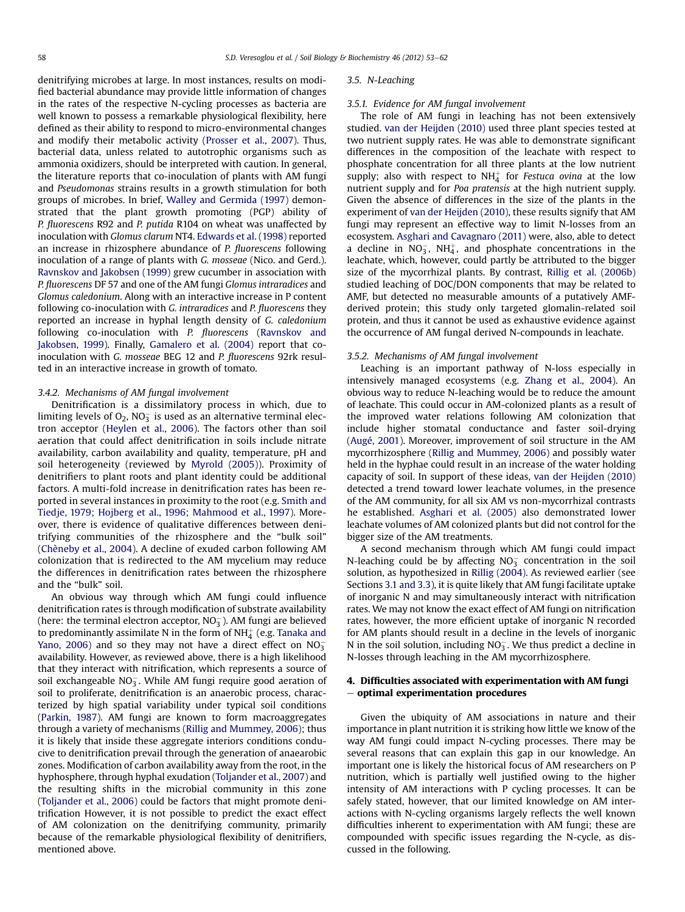denitrifying microbes at large. In most instances, results on modified bacterial abundance may provide little information of changes in the rates of the respective N-cycling processes as bacteria are well known to possess a remarkable physiological flexibility, here defined as their ability to respond to micro-environmental changes and modify their metabolic activity (Prosser et al., 2007). Thus, bacterial data, unless related to autotrophic organisms such as ammonia oxidizers, should be interpreted with caution. In general, the literature reports that co-inoculation of plants with AM fungi and *Pseudomonas* strains results in a growth stimulation for both groups of microbes. In brief, Walley and Germida (1997) demonstrated that the plant growth promoting (PGP) ability of *P. fluorescens* R92 and *P. putida* R104 on wheat was unaffected by inoculation with *Glomus clarum* NT4. Edwards et al. (1998) reported an increase in rhizosphere abundance of *P. fluorescens* following inoculation of a range of plants with *G. mosseae* (Nico. and Gerd.). Ravnskov and Jakobsen (1999) grew cucumber in association with *P. fluorescens* DF 57 and one of the AM fungi *Glomus intraradices* and *Glomus caledonium*. Along with an interactive increase in P content following co-inoculation with *G. intraradices* and *P. fluorescens* they reported an increase in hyphal length density of *G. caledonium* following co-inoculation with *P. fluorescens* (Ravnskov and Jakobsen, 1999). Finally, Gamalero et al. (2004) report that co-inoculation with *G. mosseae* BEG 12 and *P. fluorescens* 92rk resulted in an interactive increase in growth of tomato.

#### 3.4.2. Mechanisms of AM fungal involvement

Denitrification is a dissimilatory process in which, due to limiting levels of $O_2$, $NO_3^-$ is used as an alternative terminal electron acceptor (Heylen et al., 2006). The factors other than soil aeration that could affect denitrification in soils include nitrate availability, carbon availability and quality, temperature, pH and soil heterogeneity (reviewed by Myrold (2005)). Proximity of denitrifiers to plant roots and plant identity could be additional factors. A multi-fold increase in denitrification rates has been reported in several instances in proximity to the root (e.g. Smith and Tiedje, 1979; Hojberg et al., 1996; Mahmood et al., 1997). Moreover, there is evidence of qualitative differences between denitrifying communities of the rhizosphere and the "bulk soil" (Chèneby et al., 2004). A decline of exuded carbon following AM colonization that is redirected to the AM mycelium may reduce the differences in denitrification rates between the rhizosphere and the "bulk" soil.

An obvious way through which AM fungi could influence denitrification rates is through modification of substrate availability (here: the terminal electron acceptor, $NO_3^-$). AM fungi are believed to predominantly assimilate N in the form of $NH_4^+$ (e.g. Tanaka and Yano, 2006) and so they may not have a direct effect on $NO_3^-$ availability. However, as reviewed above, there is a high likelihood that they interact with nitrification, which represents a source of soil exchangeable $NO_3^-$. While AM fungi require good aeration of soil to proliferate, denitrification is an anaerobic process, characterized by high spatial variability under typical soil conditions (Parkin, 1987). AM fungi are known to form macroaggregates through a variety of mechanisms (Rillig and Mummey, 2006); thus it is likely that inside these aggregate interiors conditions conducive to denitrification prevail through the generation of anaerobic zones. Modification of carbon availability away from the root, in the hyphosphere, through hyphal exudation (Toljander et al., 2007) and the resulting shifts in the microbial community in this zone (Toljander et al., 2006) could be factors that might promote denitrification However, it is not possible to predict the exact effect of AM colonization on the denitrifying community, primarily because of the remarkable physiological flexibility of denitrifiers, mentioned above.

### 3.5. N-Leaching

#### 3.5.1. Evidence for AM fungal involvement

The role of AM fungi in leaching has not been extensively studied. van der Heijden (2010) used three plant species tested at two nutrient supply rates. He was able to demonstrate significant differences in the composition of the leachate with respect to phosphate concentration for all three plants at the low nutrient supply; also with respect to $NH_4^+$ for *Festuca ovina* at the low nutrient supply and for *Poa pratensis* at the high nutrient supply. Given the absence of differences in the size of the plants in the experiment of van der Heijden (2010), these results signify that AM fungi may represent an effective way to limit N-losses from an ecosystem. Asghari and Cavagnaro (2011) were, also, able to detect a decline in $NO_3^-$, $NH_4^+$, and phosphate concentrations in the leachate, which, however, could partly be attributed to the bigger size of the mycorrhizal plants. By contrast, Rillig et al. (2006b) studied leaching of DOC/DON components that may be related to AMF, but detected no measurable amounts of a putatively AMF-derived protein; this study only targeted glomalin-related soil protein, and thus it cannot be used as exhaustive evidence against the occurrence of AM fungal derived N-compounds in leachate.

#### 3.5.2. Mechanisms of AM fungal involvement

Leaching is an important pathway of N-loss especially in intensively managed ecosystems (e.g. Zhang et al., 2004). An obvious way to reduce N-leaching would be to reduce the amount of leachate. This could occur in AM-colonized plants as a result of the improved water relations following AM colonization that include higher stomatal conductance and faster soil-drying (Augé, 2001). Moreover, improvement of soil structure in the AM mycorrhizosphere (Rillig and Mummey, 2006) and possibly water held in the hyphae could result in an increase of the water holding capacity of soil. In support of these ideas, van der Heijden (2010) detected a trend toward lower leachate volumes, in the presence of the AM community, for all six AM vs non-mycorrhizal contrasts he established. Asghari et al. (2005) also demonstrated lower leachate volumes of AM colonized plants but did not control for the bigger size of the AM treatments.

A second mechanism through which AM fungi could impact N-leaching could be by affecting $NO_3^-$ concentration in the soil solution, as hypothesized in Rillig (2004). As reviewed earlier (see Sections 3.1 and 3.3), it is quite likely that AM fungi facilitate uptake of inorganic N and may simultaneously interact with nitrification rates. We may not know the exact effect of AM fungi on nitrification rates, however, the more efficient uptake of inorganic N recorded for AM plants should result in a decline in the levels of inorganic N in the soil solution, including $NO_3^-$. We thus predict a decline in N-losses through leaching in the AM mycorrhizosphere.

## 4. Difficulties associated with experimentation with AM fungi – optimal experimentation procedures

Given the ubiquity of AM associations in nature and their importance in plant nutrition it is striking how little we know of the way AM fungi could impact N-cycling processes. There may be several reasons that can explain this gap in our knowledge. An important one is likely the historical focus of AM researchers on P nutrition, which is partially well justified owing to the higher intensity of AM interactions with P cycling processes. It can be safely stated, however, that our limited knowledge on AM interactions with N-cycling organisms largely reflects the well known difficulties inherent to experimentation with AM fungi; these are compounded with specific issues regarding the N-cycle, as discussed in the following.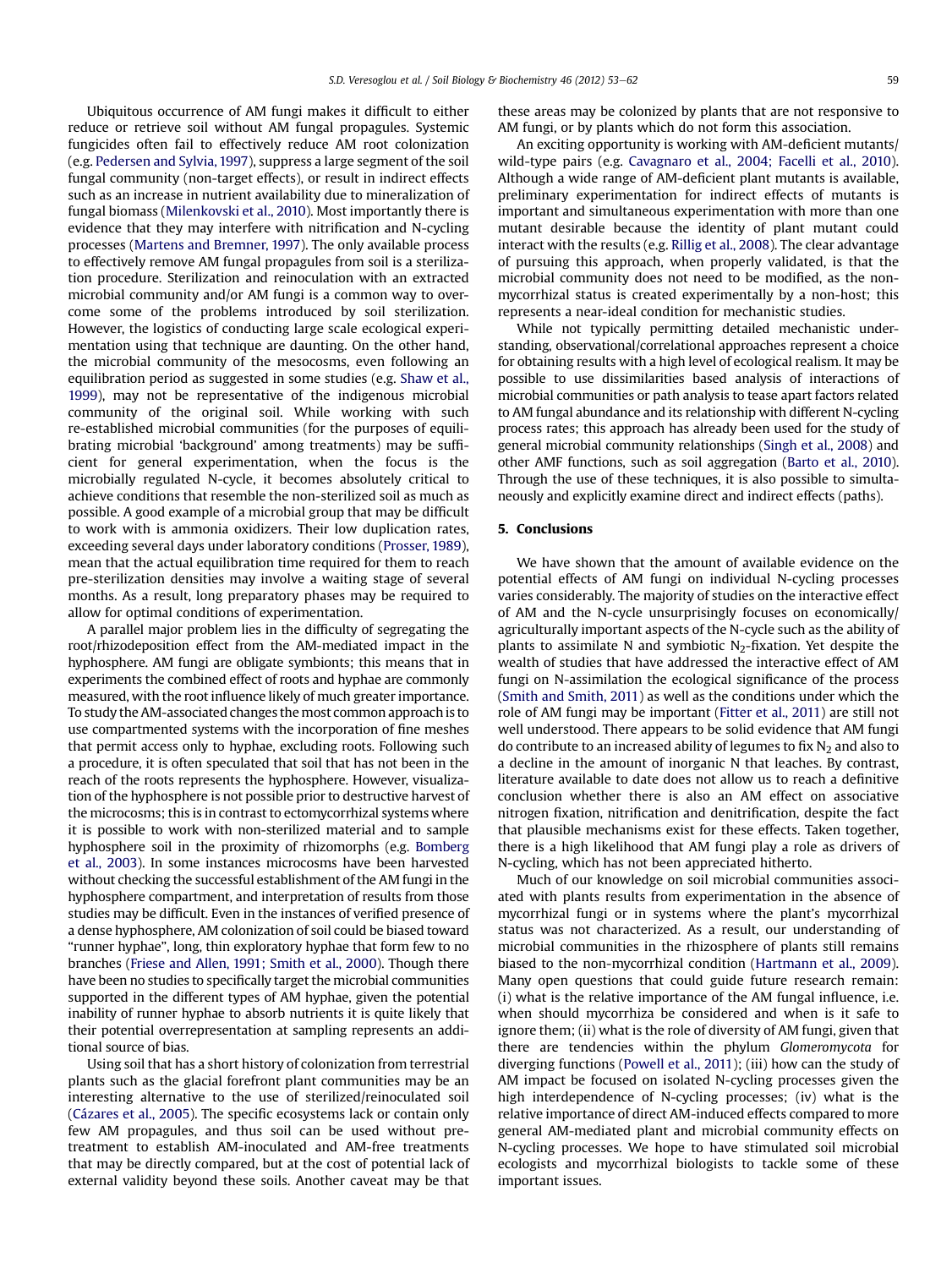Ubiquitous occurrence of AM fungi makes it difficult to either reduce or retrieve soil without AM fungal propagules. Systemic fungicides often fail to effectively reduce AM root colonization (e.g. Pedersen and Sylvia, 1997), suppress a large segment of the soil fungal community (non-target effects), or result in indirect effects such as an increase in nutrient availability due to mineralization of fungal biomass (Milenkovski et al., 2010). Most importantly there is evidence that they may interfere with nitrification and N-cycling processes (Martens and Bremner, 1997). The only available process to effectively remove AM fungal propagules from soil is a sterilization procedure. Sterilization and reinoculation with an extracted microbial community and/or AM fungi is a common way to overcome some of the problems introduced by soil sterilization. However, the logistics of conducting large scale ecological experimentation using that technique are daunting. On the other hand, the microbial community of the mesocosms, even following an equilibration period as suggested in some studies (e.g. Shaw et al., 1999), may not be representative of the indigenous microbial community of the original soil. While working with such re-established microbial communities (for the purposes of equilibrating microbial 'background' among treatments) may be sufficient for general experimentation, when the focus is the microbially regulated N-cycle, it becomes absolutely critical to achieve conditions that resemble the non-sterilized soil as much as possible. A good example of a microbial group that may be difficult to work with is ammonia oxidizers. Their low duplication rates, exceeding several days under laboratory conditions (Prosser, 1989), mean that the actual equilibration time required for them to reach pre-sterilization densities may involve a waiting stage of several months. As a result, long preparatory phases may be required to allow for optimal conditions of experimentation.

A parallel major problem lies in the difficulty of segregating the root/rhizodeposition effect from the AM-mediated impact in the hyphosphere. AM fungi are obligate symbionts; this means that in experiments the combined effect of roots and hyphae are commonly measured, with the root influence likely of much greater importance. To study the AM-associated changes the most common approach is to use compartmented systems with the incorporation of fine meshes that permit access only to hyphae, excluding roots. Following such a procedure, it is often speculated that soil that has not been in the reach of the roots represents the hyphosphere. However, visualization of the hyphosphere is not possible prior to destructive harvest of the microcosms; this is in contrast to ectomycorrhizal systems where it is possible to work with non-sterilized material and to sample hyphosphere soil in the proximity of rhizomorphs (e.g. Bomberg et al., 2003). In some instances microcosms have been harvested without checking the successful establishment of the AM fungi in the hyphosphere compartment, and interpretation of results from those studies may be difficult. Even in the instances of verified presence of a dense hyphosphere, AM colonization of soil could be biased toward "runner hyphae", long, thin exploratory hyphae that form few to no branches (Friese and Allen, 1991; Smith et al., 2000). Though there have been no studies to specifically target the microbial communities supported in the different types of AM hyphae, given the potential inability of runner hyphae to absorb nutrients it is quite likely that their potential overrepresentation at sampling represents an additional source of bias.

Using soil that has a short history of colonization from terrestrial plants such as the glacial forefront plant communities may be an interesting alternative to the use of sterilized/reinoculated soil (Cázares et al., 2005). The specific ecosystems lack or contain only few AM propagules, and thus soil can be used without pretreatment to establish AM-inoculated and AM-free treatments that may be directly compared, but at the cost of potential lack of external validity beyond these soils. Another caveat may be that these areas may be colonized by plants that are not responsive to AM fungi, or by plants which do not form this association.

An exciting opportunity is working with AM-deficient mutants/wild-type pairs (e.g. Cavagnaro et al., 2004; Facelli et al., 2010). Although a wide range of AM-deficient plant mutants is available, preliminary experimentation for indirect effects of mutants is important and simultaneous experimentation with more than one mutant desirable because the identity of plant mutant could interact with the results (e.g. Rillig et al., 2008). The clear advantage of pursuing this approach, when properly validated, is that the microbial community does not need to be modified, as the non-mycorrhizal status is created experimentally by a non-host; this represents a near-ideal condition for mechanistic studies.

While not typically permitting detailed mechanistic understanding, observational/correlational approaches represent a choice for obtaining results with a high level of ecological realism. It may be possible to use dissimilarities based analysis of interactions of microbial communities or path analysis to tease apart factors related to AM fungal abundance and its relationship with different N-cycling process rates; this approach has already been used for the study of general microbial community relationships (Singh et al., 2008) and other AMF functions, such as soil aggregation (Barto et al., 2010). Through the use of these techniques, it is also possible to simultaneously and explicitly examine direct and indirect effects (paths).

## 5. Conclusions

We have shown that the amount of available evidence on the potential effects of AM fungi on individual N-cycling processes varies considerably. The majority of studies on the interactive effect of AM and the N-cycle unsurprisingly focuses on economically/agriculturally important aspects of the N-cycle such as the ability of plants to assimilate N and symbiotic $N_2$-fixation. Yet despite the wealth of studies that have addressed the interactive effect of AM fungi on N-assimilation the ecological significance of the process (Smith and Smith, 2011) as well as the conditions under which the role of AM fungi may be important (Fitter et al., 2011) are still not well understood. There appears to be solid evidence that AM fungi do contribute to an increased ability of legumes to fix $N_2$ and also to a decline in the amount of inorganic N that leaches. By contrast, literature available to date does not allow us to reach a definitive conclusion whether there is also an AM effect on associative nitrogen fixation, nitrification and denitrification, despite the fact that plausible mechanisms exist for these effects. Taken together, there is a high likelihood that AM fungi play a role as drivers of N-cycling, which has not been appreciated hitherto.

Much of our knowledge on soil microbial communities associated with plants results from experimentation in the absence of mycorrhizal fungi or in systems where the plant's mycorrhizal status was not characterized. As a result, our understanding of microbial communities in the rhizosphere of plants still remains biased to the non-mycorrhizal condition (Hartmann et al., 2009). Many open questions that could guide future research remain: (i) what is the relative importance of the AM fungal influence, i.e. when should mycorrhiza be considered and when is it safe to ignore them; (ii) what is the role of diversity of AM fungi, given that there are tendencies within the phylum *Glomeromycota* for diverging functions (Powell et al., 2011); (iii) how can the study of AM impact be focused on isolated N-cycling processes given the high interdependence of N-cycling processes; (iv) what is the relative importance of direct AM-induced effects compared to more general AM-mediated plant and microbial community effects on N-cycling processes. We hope to have stimulated soil microbial ecologists and mycorrhizal biologists to tackle some of these important issues.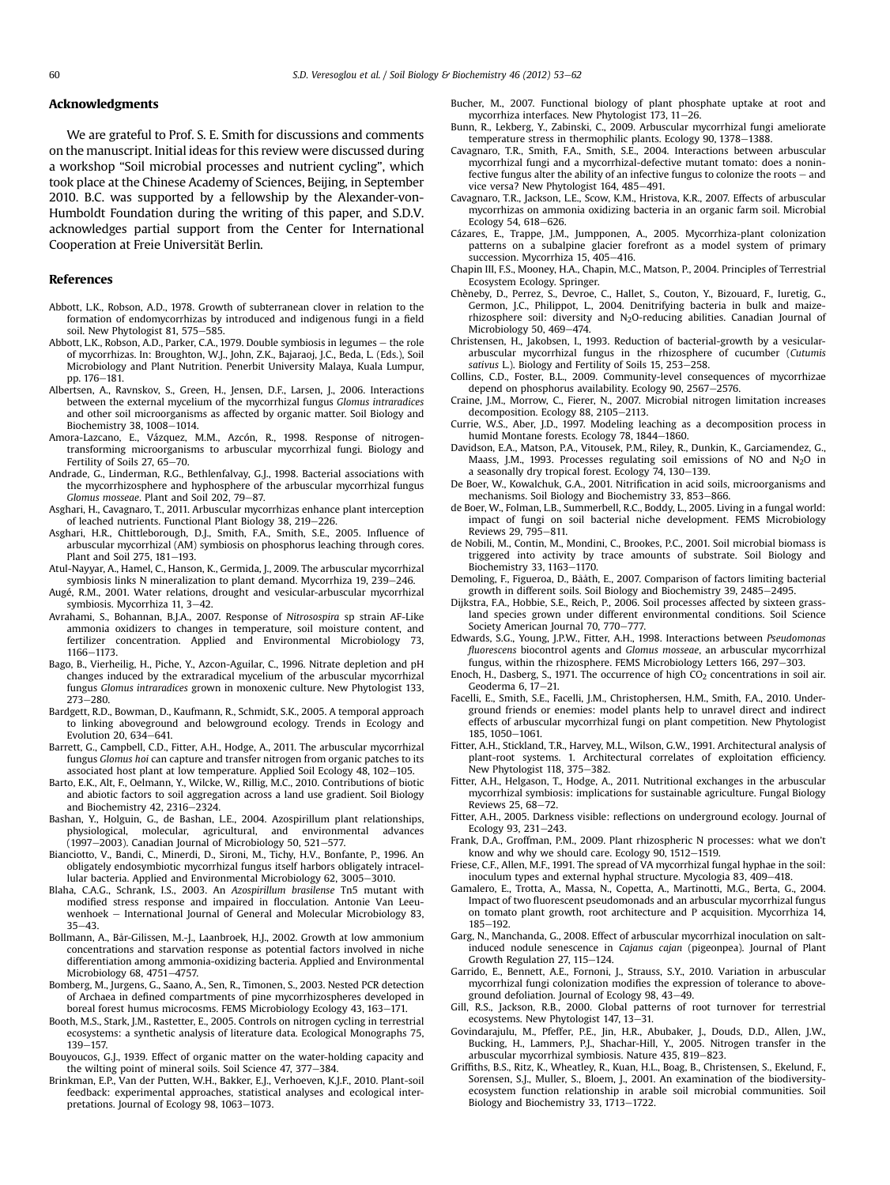## Acknowledgments

We are grateful to Prof. S. E. Smith for discussions and comments on the manuscript. Initial ideas for this review were discussed during a workshop "Soil microbial processes and nutrient cycling", which took place at the Chinese Academy of Sciences, Beijing, in September 2010. B.C. was supported by a fellowship by the Alexander-von-Humboldt Foundation during the writing of this paper, and S.D.V. acknowledges partial support from the Center for International Cooperation at Freie Universität Berlin.

## References

Abbott, L.K., Robson, A.D., 1978. Growth of subterranean clover in relation to the formation of endomycorrhizas by introduced and indigenous fungi in a field soil. New Phytologist 81, 575–585.

Abbott, L.K., Robson, A.D., Parker, C.A., 1979. Double symbiosis in legumes – the role of mycorrhizas. In: Broughton, W.J., John, Z.K., Bajaraoj, J.C., Beda, L. (Eds.), Soil Microbiology and Plant Nutrition. Penerbit University Malaya, Kuala Lumpur, pp. 176–181.

Albertsen, A., Ravnskov, S., Green, H., Jensen, D.F., Larsen, J., 2006. Interactions between the external mycelium of the mycorrhizal fungus *Glomus intraradices* and other soil microorganisms as affected by organic matter. Soil Biology and Biochemistry 38, 1008–1014.

Amora-Lazcano, E., Vázquez, M.M., Azcón, R., 1998. Response of nitrogen-transforming microorganisms to arbuscular mycorrhizal fungi. Biology and Fertility of Soils 27, 65–70.

Andrade, G., Linderman, R.G., Bethlenfalvay, G.J., 1998. Bacterial associations with the mycorrhizosphere and hyphosphere of the arbuscular mycorrhizal fungus *Glomus mosseae*. Plant and Soil 202, 79–87.

Asghari, H., Cavagnaro, T., 2011. Arbuscular mycorrhizas enhance plant interception of leached nutrients. Functional Plant Biology 38, 219–226.

Asghari, H.R., Chittleborough, D.J., Smith, F.A., Smith, S.E., 2005. Influence of arbuscular mycorrhizal (AM) symbiosis on phosphorus leaching through cores. Plant and Soil 275, 181–193.

Atul-Nayyar, A., Hamel, C., Hanson, K., Germida, J., 2009. The arbuscular mycorrhizal symbiosis links N mineralization to plant demand. Mycorrhiza 19, 239–246.

Augé, R.M., 2001. Water relations, drought and vesicular-arbuscular mycorrhizal symbiosis. Mycorrhiza 11, 3–42.

Avrahami, S., Bohannan, B.J.A., 2007. Response of *Nitrosospira* sp strain AF-Like ammonia oxidizers to changes in temperature, soil moisture content, and fertilizer concentration. Applied and Environmental Microbiology 73, 1166–1173.

Bago, B., Vierheilig, H., Piche, Y., Azcon-Aguilar, C., 1996. Nitrate depletion and pH changes induced by the extraradical mycelium of the arbuscular mycorrhizal fungus *Glomus intraradices* grown in monoxenic culture. New Phytologist 133, 273–280.

Bardgett, R.D., Bowman, D., Kaufmann, R., Schmidt, S.K., 2005. A temporal approach to linking aboveground and belowground ecology. Trends in Ecology and Evolution 20, 634–641.

Barrett, G., Campbell, C.D., Fitter, A.H., Hodge, A., 2011. The arbuscular mycorrhizal fungus *Glomus hoi* can capture and transfer nitrogen from organic patches to its associated host plant at low temperature. Applied Soil Ecology 48, 102–105.

Barto, E.K., Alt, F., Oelmann, Y., Wilcke, W., Rillig, M.C., 2010. Contributions of biotic and abiotic factors to soil aggregation across a land use gradient. Soil Biology and Biochemistry 42, 2316–2324.

Bashan, Y., Holguin, G., de Bashan, L.E., 2004. Azospirillum plant relationships, physiological, molecular, agricultural, and environmental advances (1997–2003). Canadian Journal of Microbiology 50, 521–577.

Bianciotto, V., Bandi, C., Minerdi, D., Sironi, M., Tichy, H.V., Bonfante, P., 1996. An obligately endosymbiotic mycorrhizal fungus itself harbors obligately intracellular bacteria. Applied and Environmental Microbiology 62, 3005–3010.

Blaha, C.A.G., Schrank, I.S., 2003. An *Azospirillum brasilense* Tn5 mutant with modified stress response and impaired in flocculation. Antonie Van Leeuwenhoek – International Journal of General and Molecular Microbiology 83, 35–43.

Bollmann, A., Bär-Gilissen, M.-J., Laanbroek, H.J., 2002. Growth at low ammonium concentrations and starvation response as potential factors involved in niche differentiation among ammonia-oxidizing bacteria. Applied and Environmental Microbiology 68, 4751–4757.

Bomberg, M., Jurgens, G., Saano, A., Sen, R., Timonen, S., 2003. Nested PCR detection of Archaea in defined compartments of pine mycorrhizospheres developed in boreal forest humus microcosms. FEMS Microbiology Ecology 43, 163–171.

Booth, M.S., Stark, J.M., Rastetter, E., 2005. Controls on nitrogen cycling in terrestrial ecosystems: a synthetic analysis of literature data. Ecological Monographs 75, 139–157.

Bouyoucos, G.J., 1939. Effect of organic matter on the water-holding capacity and the wilting point of mineral soils. Soil Science 47, 377–384.

Brinkman, E.P., Van der Putten, W.H., Bakker, E.J., Verhoeven, K.J.F., 2010. Plant-soil feedback: experimental approaches, statistical analyses and ecological interpretations. Journal of Ecology 98, 1063–1073.

Bucher, M., 2007. Functional biology of plant phosphate uptake at root and mycorrhiza interfaces. New Phytologist 173, 11–26.

Bunn, R., Lekberg, Y., Zabinski, C., 2009. Arbuscular mycorrhizal fungi ameliorate temperature stress in thermophilic plants. Ecology 90, 1378–1388.

Cavagnaro, T.R., Smith, F.A., Smith, S.E., 2004. Interactions between arbuscular mycorrhizal fungi and a mycorrhizal-defective mutant tomato: does a noninfective fungus alter the ability of an infective fungus to colonize the roots – and vice versa? New Phytologist 164, 485–491.

Cavagnaro, T.R., Jackson, L.E., Scow, K.M., Hristova, K.R., 2007. Effects of arbuscular mycorrhizas on ammonia oxidizing bacteria in an organic farm soil. Microbial Ecology 54, 618–626.

Cázares, E., Trappe, J.M., Jumpponen, A., 2005. Mycorrhiza-plant colonization patterns on a subalpine glacier forefront as a model system of primary succession. Mycorrhiza 15, 405–416.

Chapin III, F.S., Mooney, H.A., Chapin, M.C., Matson, P., 2004. Principles of Terrestrial Ecosystem Ecology. Springer.

Chèneby, D., Perrez, S., Devroe, C., Hallet, S., Couton, Y., Bizouard, F., Iuretig, G., Germon, J.C., Philippot, L., 2004. Denitrifying bacteria in bulk and maize-rhizosphere soil: diversity and $N_2O$-reducing abilities. Canadian Journal of Microbiology 50, 469–474.

Christensen, H., Jakobsen, I., 1993. Reduction of bacterial-growth by a vesicular-arbuscular mycorrhizal fungus in the rhizosphere of cucumber (*Cutumis sativus* L.). Biology and Fertility of Soils 15, 253–258.

Collins, C.D., Foster, B.L., 2009. Community-level consequences of mycorrhizae depend on phosphorus availability. Ecology 90, 2567–2576.

Craine, J.M., Morrow, C., Fierer, N., 2007. Microbial nitrogen limitation increases decomposition. Ecology 88, 2105–2113.

Currie, W.S., Aber, J.D., 1997. Modeling leaching as a decomposition process in humid Montane forests. Ecology 78, 1844–1860.

Davidson, E.A., Matson, P.A., Vitousek, P.M., Riley, R., Dunkin, K., Garciamendez, G., Maass, J.M., 1993. Processes regulating soil emissions of NO and $N_2O$ in a seasonally dry tropical forest. Ecology 74, 130–139.

De Boer, W., Kowalchuk, G.A., 2001. Nitrification in acid soils, microorganisms and mechanisms. Soil Biology and Biochemistry 33, 853–866.

de Boer, W., Folman, L.B., Summerbell, R.C., Boddy, L., 2005. Living in a fungal world: impact of fungi on soil bacterial niche development. FEMS Microbiology Reviews 29, 795–811.

de Nobili, M., Contin, M., Mondini, C., Brookes, P.C., 2001. Soil microbial biomass is triggered into activity by trace amounts of substrate. Soil Biology and Biochemistry 33, 1163–1170.

Demoling, F., Figueroa, D., Bååth, E., 2007. Comparison of factors limiting bacterial growth in different soils. Soil Biology and Biochemistry 39, 2485–2495.

Dijkstra, F.A., Hobbie, S.E., Reich, P., 2006. Soil processes affected by sixteen grassland species grown under different environmental conditions. Soil Science Society American Journal 70, 770–777.

Edwards, S.G., Young, J.P.W., Fitter, A.H., 1998. Interactions between *Pseudomonas fluorescens* biocontrol agents and *Glomus mosseae*, an arbuscular mycorrhizal fungus, within the rhizosphere. FEMS Microbiology Letters 166, 297–303.

Enoch, H., Dasberg, S., 1971. The occurrence of high $CO_2$ concentrations in soil air. Geoderma 6, 17–21.

Facelli, E., Smith, S.E., Facelli, J.M., Christophersen, H.M., Smith, F.A., 2010. Underground friends or enemies: model plants help to unravel direct and indirect effects of arbuscular mycorrhizal fungi on plant competition. New Phytologist 185, 1050–1061.

Fitter, A.H., Stickland, T.R., Harvey, M.L., Wilson, G.W., 1991. Architectural analysis of plant-root systems. 1. Architectural correlates of exploitation efficiency. New Phytologist 118, 375–382.

Fitter, A.H., Helgason, T., Hodge, A., 2011. Nutritional exchanges in the arbuscular mycorrhizal symbiosis: implications for sustainable agriculture. Fungal Biology Reviews 25, 68–72.

Fitter, A.H., 2005. Darkness visible: reflections on underground ecology. Journal of Ecology 93, 231–243.

Frank, D.A., Groffman, P.M., 2009. Plant rhizospheric N processes: what we don't know and why we should care. Ecology 90, 1512–1519.

Friese, C.F., Allen, M.F., 1991. The spread of VA mycorrhizal fungal hyphae in the soil: inoculum types and external hyphal structure. Mycologia 83, 409–418.

Gamalero, E., Trotta, A., Massa, N., Copetta, A., Martinotti, M.G., Berta, G., 2004. Impact of two fluorescent pseudomonads and an arbuscular mycorrhizal fungus on tomato plant growth, root architecture and P acquisition. Mycorrhiza 14, 185–192.

Garg, N., Manchanda, G., 2008. Effect of arbuscular mycorrhizal inoculation on salt-induced nodule senescence in *Cajanus cajan* (pigeonpea). Journal of Plant Growth Regulation 27, 115–124.

Garrido, E., Bennett, A.E., Fornoni, J., Strauss, S.Y., 2010. Variation in arbuscular mycorrhizal fungi colonization modifies the expression of tolerance to aboveground defoliation. Journal of Ecology 98, 43–49.

Gill, R.S., Jackson, R.B., 2000. Global patterns of root turnover for terrestrial ecosystems. New Phytologist 147, 13–31.

Govindarajulu, M., Pfeffer, P.E., Jin, H.R., Abubaker, J., Douds, D.D., Allen, J.W., Bucking, H., Lammers, P.J., Shachar-Hill, Y., 2005. Nitrogen transfer in the arbuscular mycorrhizal symbiosis. Nature 435, 819–823.

Griffiths, B.S., Ritz, K., Wheatley, R., Kuan, H.L., Boag, B., Christensen, S., Ekelund, F., Sorensen, S.J., Muller, S., Bloem, J., 2001. An examination of the biodiversity-ecosystem function relationship in arable soil microbial communities. Soil Biology and Biochemistry 33, 1713–1722.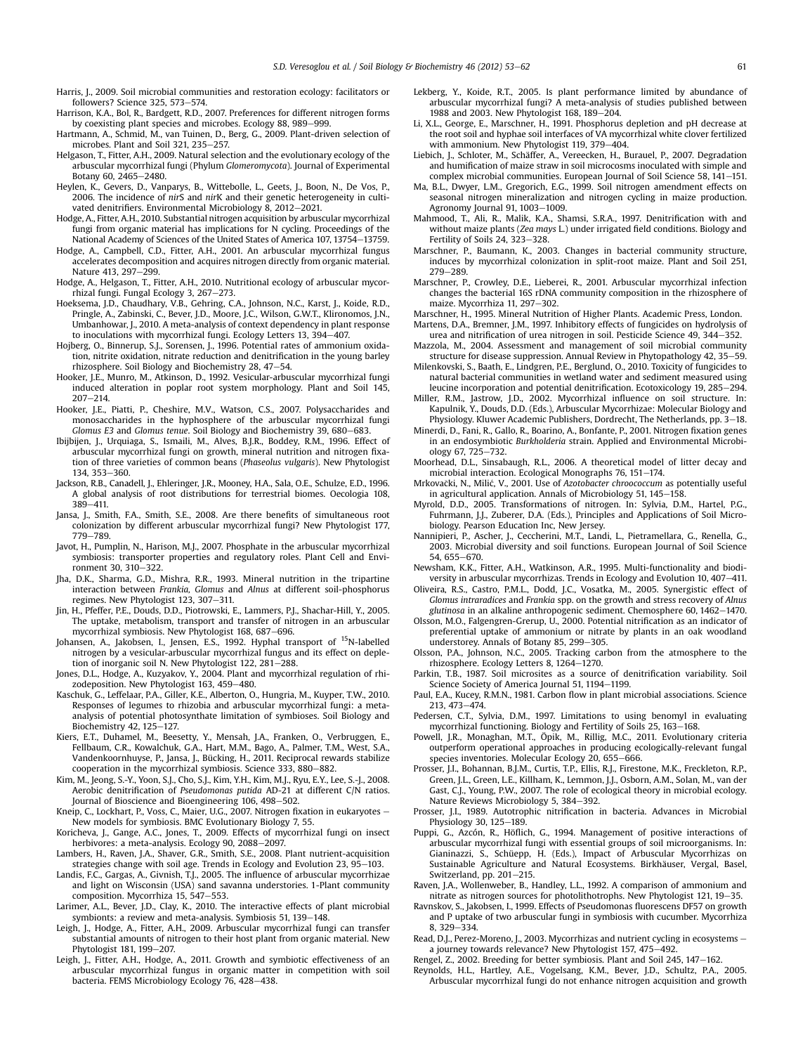Harris, J., 2009. Soil microbial communities and restoration ecology: facilitators or followers? Science 325, 573–574.

Harrison, K.A., Bol, R., Bardgett, R.D., 2007. Preferences for different nitrogen forms by coexisting plant species and microbes. Ecology 88, 989–999.

Hartmann, A., Schmid, M., van Tuinen, D., Berg, G., 2009. Plant-driven selection of microbes. Plant and Soil 321, 235–257.

Helgason, T., Fitter, A.H., 2009. Natural selection and the evolutionary ecology of the arbuscular mycorrhizal fungi (Phylum *Glomeromycota*). Journal of Experimental Botany 60, 2465–2480.

Heylen, K., Gevers, D., Vanparys, B., Wittebolle, L., Geets, J., Boon, N., De Vos, P., 2006. The incidence of *nir*S and *nir*K and their genetic heterogeneity in cultivated denitrifiers. Environmental Microbiology 8, 2012–2021.

Hodge, A., Fitter, A.H., 2010. Substantial nitrogen acquisition by arbuscular mycorrhizal fungi from organic material has implications for N cycling. Proceedings of the National Academy of Sciences of the United States of America 107, 13754–13759.

Hodge, A., Campbell, C.D., Fitter, A.H., 2001. An arbuscular mycorrhizal fungus accelerates decomposition and acquires nitrogen directly from organic material. Nature 413, 297–299.

Hodge, A., Helgason, T., Fitter, A.H., 2010. Nutritional ecology of arbuscular mycorrhizal fungi. Fungal Ecology 3, 267–273.

Hoeksema, J.D., Chaudhary, V.B., Gehring, C.A., Johnson, N.C., Karst, J., Koide, R.D., Pringle, A., Zabinski, C., Bever, J.D., Moore, J.C., Wilson, G.W.T., Klironomos, J.N., Umbanhowar, J., 2010. A meta-analysis of context dependency in plant response to inoculations with mycorrhizal fungi. Ecology Letters 13, 394–407.

Hojberg, O., Binnerup, S.J., Sorensen, J., 1996. Potential rates of ammonium oxidation, nitrite oxidation, nitrate reduction and denitrification in the young barley rhizosphere. Soil Biology and Biochemistry 28, 47–54.

Hooker, J.E., Munro, M., Atkinson, D., 1992. Vesicular-arbuscular mycorrhizal fungi induced alteration in poplar root system morphology. Plant and Soil 145, 207–214.

Hooker, J.E., Piatti, P., Cheshire, M.V., Watson, C.S., 2007. Polysaccharides and monosaccharides in the hyphosphere of the arbuscular mycorrhizal fungi *Glomus E3* and *Glomus tenue*. Soil Biology and Biochemistry 39, 680–683.

Ibijbijen, J., Urquiaga, S., Ismaili, M., Alves, B.J.R., Boddey, R.M., 1996. Effect of arbuscular mycorrhizal fungi on growth, mineral nutrition and nitrogen fixation of three varieties of common beans (*Phaseolus vulgaris*). New Phytologist 134, 353–360.

Jackson, R.B., Canadell, J., Ehleringer, J.R., Mooney, H.A., Sala, O.E., Schulze, E.D., 1996. A global analysis of root distributions for terrestrial biomes. Oecologia 108, 389–411.

Jansa, J., Smith, F.A., Smith, S.E., 2008. Are there benefits of simultaneous root colonization by different arbuscular mycorrhizal fungi? New Phytologist 177, 779–789.

Javot, H., Pumplin, N., Harison, M.J., 2007. Phosphate in the arbuscular mycorrhizal symbiosis: transporter properties and regulatory roles. Plant Cell and Environment 30, 310–322.

Jha, D.K., Sharma, G.D., Mishra, R.R., 1993. Mineral nutrition in the tripartine interaction between *Frankia*, *Glomus* and *Alnus* at different soil-phosphorus regimes. New Phytologist 123, 307–311.

Jin, H., Pfeffer, P.E., Douds, D.D., Piotrowski, E., Lammers, P.J., Shachar-Hill, Y., 2005. The uptake, metabolism, transport and transfer of nitrogen in an arbuscular mycorrhizal symbiosis. New Phytologist 168, 687–696.

Johansen, A., Jakobsen, I., Jensen, E.S., 1992. Hyphal transport of $^{15}$N-labelled nitrogen by a vesicular-arbuscular mycorrhizal fungus and its effect on depletion of inorganic soil N. New Phytologist 122, 281–288.

Jones, D.L., Hodge, A., Kuzyakov, Y., 2004. Plant and mycorrhizal regulation of rhizodeposition. New Phytologist 163, 459–480.

Kaschuk, G., Leffelaar, P.A., Giller, K.E., Alberton, O., Hungria, M., Kuyper, T.W., 2010. Responses of legumes to rhizobia and arbuscular mycorrhizal fungi: a meta-analysis of potential photosynthate limitation of symbioses. Soil Biology and Biochemistry 42, 125–127.

Kiers, E.T., Duhamel, M., Beesetty, Y., Mensah, J.A., Franken, O., Verbruggen, E., Fellbaum, C.R., Kowalchuk, G.A., Hart, M.M., Bago, A., Palmer, T.M., West, S.A., Vandenkoornhuyse, P., Jansa, J., Bücking, H., 2011. Reciprocal rewards stabilize cooperation in the mycorrhizal symbiosis. Science 333, 880–882.

Kim, M., Jeong, S.-Y., Yoon, S.J., Cho, S.J., Kim, Y.H., Kim, M.J., Ryu, E.Y., Lee, S.-J., 2008. Aerobic denitrification of *Pseudomonas putida* AD-21 at different C/N ratios. Journal of Bioscience and Bioengineering 106, 498–502.

Kneip, C., Lockhart, P., Voss, C., Maier, U.G., 2007. Nitrogen fixation in eukaryotes – New models for symbiosis. BMC Evolutionary Biology 7, 55.

Koricheva, J., Gange, A.C., Jones, T., 2009. Effects of mycorrhizal fungi on insect herbivores: a meta-analysis. Ecology 90, 2088–2097.

Lambers, H., Raven, J.A., Shaver, G.R., Smith, S.E., 2008. Plant nutrient-acquisition strategies change with soil age. Trends in Ecology and Evolution 23, 95–103.

Landis, F.C., Gargas, A., Givnish, T.J., 2005. The influence of arbuscular mycorrhizae and light on Wisconsin (USA) sand savanna understories. 1-Plant community composition. Mycorrhiza 15, 547–553.

Larimer, A.L., Bever, J.D., Clay, K., 2010. The interactive effects of plant microbial symbionts: a review and meta-analysis. Symbiosis 51, 139–148.

Leigh, J., Hodge, A., Fitter, A.H., 2009. Arbuscular mycorrhizal fungi can transfer substantial amounts of nitrogen to their host plant from organic material. New Phytologist 181, 199–207.

Leigh, J., Fitter, A.H., Hodge, A., 2011. Growth and symbiotic effectiveness of an arbuscular mycorrhizal fungus in organic matter in competition with soil bacteria. FEMS Microbiology Ecology 76, 428–438.

Lekberg, Y., Koide, R.T., 2005. Is plant performance limited by abundance of arbuscular mycorrhizal fungi? A meta-analysis of studies published between 1988 and 2003. New Phytologist 168, 189–204.

Li, X.L., George, E., Marschner, H., 1991. Phosphorus depletion and pH decrease at the root soil and hyphae soil interfaces of VA mycorrhizal white clover fertilized with ammonium. New Phytologist 119, 379–404.

Liebich, J., Schloter, M., Schäffer, A., Vereecken, H., Burauel, P., 2007. Degradation and humification of maize straw in soil microcosms inoculated with simple and complex microbial communities. European Journal of Soil Science 58, 141–151.

Ma, B.L., Dwyer, L.M., Gregorich, E.G., 1999. Soil nitrogen amendment effects on seasonal nitrogen mineralization and nitrogen cycling in maize production. Agronomy Journal 91, 1003–1009.

Mahmood, T., Ali, R., Malik, K.A., Shamsi, S.R.A., 1997. Denitrification with and without maize plants (*Zea mays* L.) under irrigated field conditions. Biology and Fertility of Soils 24, 323–328.

Marschner, P., Baumann, K., 2003. Changes in bacterial community structure, induces by mycorrhizal colonization in split-root maize. Plant and Soil 251, 279–289.

Marschner, P., Crowley, D.E., Lieberei, R., 2001. Arbuscular mycorrhizal infection changes the bacterial 16S rDNA community composition in the rhizosphere of maize. Mycorrhiza 11, 297–302.

Marschner, H., 1995. Mineral Nutrition of Higher Plants. Academic Press, London.

Martens, D.A., Bremner, J.M., 1997. Inhibitory effects of fungicides on hydrolysis of urea and nitrification of urea nitrogen in soil. Pesticide Science 49, 344–352.

Mazzola, M., 2004. Assessment and management of soil microbial community structure for disease suppression. Annual Review in Phytopathology 42, 35–59.

Milenkovski, S., Baath, E., Lindgren, P.E., Berglund, O., 2010. Toxicity of fungicides to natural bacterial communities in wetland water and sediment measured using leucine incorporation and potential denitrification. Ecotoxicology 19, 285–294.

Miller, R.M., Jastrow, J.D., 2002. Mycorrhizal influence on soil structure. In: Kapulnik, Y., Douds, D.D. (Eds.), Arbuscular Mycorrhizae: Molecular Biology and Physiology. Kluwer Academic Publishers, Dordrecht, The Netherlands, pp. 3–18.

Minerdi, D., Fani, R., Gallo, R., Boarino, A., Bonfante, P., 2001. Nitrogen fixation genes in an endosymbiotic *Burkholderia* strain. Applied and Environmental Microbiology 67, 725–732.

Moorhead, D.L., Sinsabaugh, R.L., 2006. A theoretical model of litter decay and microbial interaction. Ecological Monographs 76, 151–174.

Mrkovački, N., Milić, V., 2001. Use of *Azotobacter chroococcum* as potentially useful in agricultural application. Annals of Microbiology 51, 145–158.

Myrold, D.D., 2005. Transformations of nitrogen. In: Sylvia, D.M., Hartel, P.G., Fuhrmann, J.J., Zuberer, D.A. (Eds.), Principles and Applications of Soil Microbiology. Pearson Education Inc, New Jersey.

Nannipieri, P., Ascher, J., Ceccherini, M.T., Landi, L., Pietramellara, G., Renella, G., 2003. Microbial diversity and soil functions. European Journal of Soil Science 54, 655–670.

Newsham, K.K., Fitter, A.H., Watkinson, A.R., 1995. Multi-functionality and biodiversity in arbuscular mycorrhizas. Trends in Ecology and Evolution 10, 407–411.

Oliveira, R.S., Castro, P.M.L., Dodd, J.C., Vosatka, M., 2005. Synergistic effect of *Glomus intraradices* and *Frankia* spp. on the growth and stress recovery of *Alnus glutinosa* in an alkaline anthropogenic sediment. Chemosphere 60, 1462–1470.

Olsson, M.O., Falgengren-Grerup, U., 2000. Potential nitrification as an indicator of preferential uptake of ammonium or nitrate by plants in an oak woodland understorey. Annals of Botany 85, 299–305.

Olsson, P.A., Johnson, N.C., 2005. Tracking carbon from the atmosphere to the rhizosphere. Ecology Letters 8, 1264–1270.

Parkin, T.B., 1987. Soil microsites as a source of denitrification variability. Soil Science Society of America Journal 51, 1194–1199.

Paul, E.A., Kucey, R.M.N., 1981. Carbon flow in plant microbial associations. Science 213, 473–474.

Pedersen, C.T., Sylvia, D.M., 1997. Limitations to using benomyl in evaluating mycorrhizal functioning. Biology and Fertility of Soils 25, 163–168.

Powell, J.R., Monaghan, M.T., Öpik, M., Rillig, M.C., 2011. Evolutionary criteria outperform operational approaches in producing ecologically-relevant fungal species inventories. Molecular Ecology 20, 655–666.

Prosser, J.I., Bohannan, B.J.M., Curtis, T.P., Ellis, R.J., Firestone, M.K., Freckleton, R.P., Green, J.L., Green, L.E., Killham, K., Lemmon, J.J., Osborn, A.M., Solan, M., van der Gast, C.J., Young, P.W., 2007. The role of ecological theory in microbial ecology. Nature Reviews Microbiology 5, 384–392.

Prosser, J.I., 1989. Autotrophic nitrification in bacteria. Advances in Microbial Physiology 30, 125–189.

Puppi, G., Azcón, R., Höflich, G., 1994. Management of positive interactions of arbuscular mycorrhizal fungi with essential groups of soil microorganisms. In: Gianinazzi, S., Schüepp, H. (Eds.), Impact of Arbuscular Mycorrhizas on Sustainable Agriculture and Natural Ecosystems. Birkhäuser, Vergal, Basel, Switzerland, pp. 201–215.

Raven, J.A., Wollenweber, B., Handley, L.L., 1992. A comparison of ammonium and nitrate as nitrogen sources for photolithotrophs. New Phytologist 121, 19–35.

Ravnskov, S., Jakobsen, I., 1999. Effects of Pseudomonas fluorescens DF57 on growth and P uptake of two arbuscular fungi in symbiosis with cucumber. Mycorrhiza 8, 329–334.

Read, D.J., Perez-Moreno, J., 2003. Mycorrhizas and nutrient cycling in ecosystems – a journey towards relevance? New Phytologist 157, 475–492.

Rengel, Z., 2002. Breeding for better symbiosis. Plant and Soil 245, 147–162.

Reynolds, H.L., Hartley, A.E., Vogelsang, K.M., Bever, J.D., Schultz, P.A., 2005. Arbuscular mycorrhizal fungi do not enhance nitrogen acquisition and growth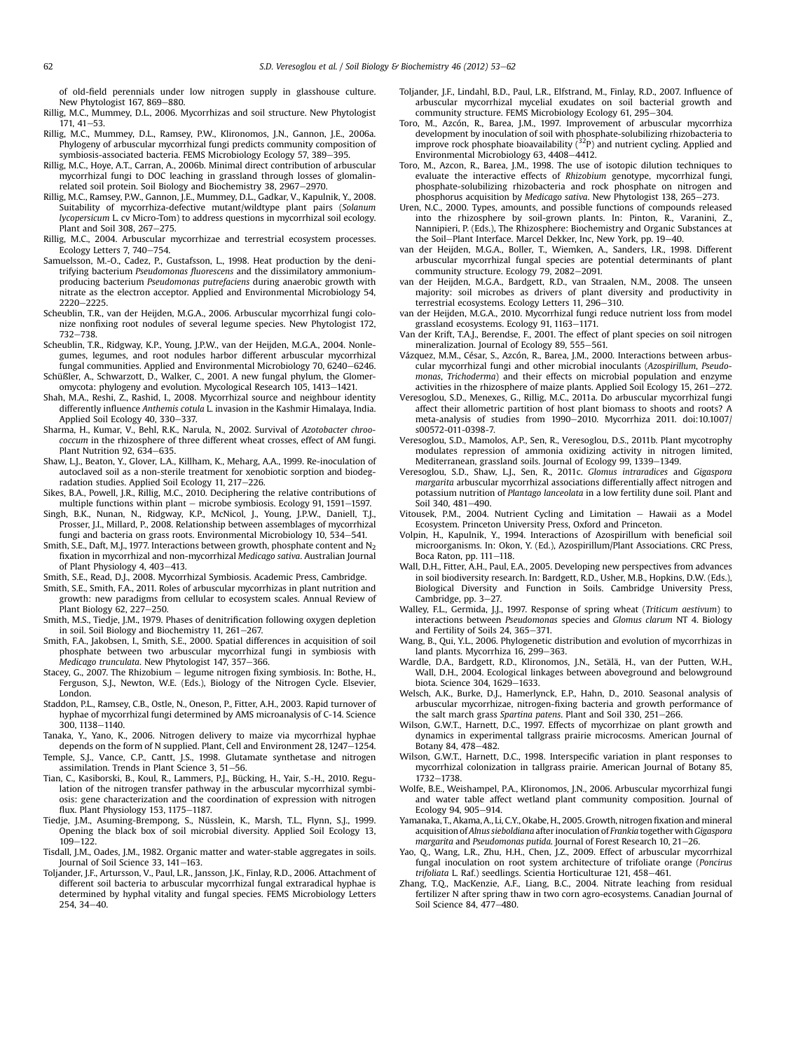of old-field perennials under low nitrogen supply in glasshouse culture. New Phytologist 167, 869–880.

Rillig, M.C., Mummey, D.L., 2006. Mycorrhizas and soil structure. New Phytologist 171, 41–53.

Rillig, M.C., Mummey, D.L., Ramsey, P.W., Klironomos, J.N., Gannon, J.E., 2006a. Phylogeny of arbuscular mycorrhizal fungi predicts community composition of symbiosis-associated bacteria. FEMS Microbiology Ecology 57, 389–395.

Rillig, M.C., Hoye, A.T., Carran, A., 2006b. Minimal direct contribution of arbuscular mycorrhizal fungi to DOC leaching in grassland through losses of glomalin-related soil protein. Soil Biology and Biochemistry 38, 2967–2970.

Rillig, M.C., Ramsey, P.W., Gannon, J.E., Mummey, D.L., Gadkar, V., Kapulnik, Y., 2008. Suitability of mycorrhiza-defective mutant/wildtype plant pairs (*Solanum lycopersicum* L. cv Micro-Tom) to address questions in mycorrhizal soil ecology. Plant and Soil 308, 267–275.

Rillig, M.C., 2004. Arbuscular mycorrhizae and terrestrial ecosystem processes. Ecology Letters 7, 740–754.

Samuelsson, M.-O., Cadez, P., Gustafsson, L., 1998. Heat production by the denitrifying bacterium *Pseudomonas fluorescens* and the dissimilatory ammonium-producing bacterium *Pseudomonas putrefaciens* during anaerobic growth with nitrate as the electron acceptor. Applied and Environmental Microbiology 54, 2220–2225.

Scheublin, T.R., van der Heijden, M.G.A., 2006. Arbuscular mycorrhizal fungi colonize nonfixing root nodules of several legume species. New Phytologist 172, 732–738.

Scheublin, T.R., Ridgway, K.P., Young, J.P.W., van der Heijden, M.G.A., 2004. Nonlegumes, legumes, and root nodules harbor different arbuscular mycorrhizal fungal communities. Applied and Environmental Microbiology 70, 6240–6246.

Schüßler, A., Schwarzott, D., Walker, C., 2001. A new fungal phylum, the Glomeromycota: phylogeny and evolution. Mycological Research 105, 1413–1421.

Shah, M.A., Reshi, Z., Rashid, I., 2008. Mycorrhizal source and neighbour identity differently influence *Anthemis cotula* L. invasion in the Kashmir Himalaya, India. Applied Soil Ecology 40, 330–337.

Sharma, H., Kumar, V., Behl, R.K., Narula, N., 2002. Survival of *Azotobacter chroococcum* in the rhizosphere of three different wheat crosses, effect of AM fungi. Plant Nutrition 92, 634–635.

Shaw, L.J., Beaton, Y., Glover, L.A., Killham, K., Meharg, A.A., 1999. Re-inoculation of autoclaved soil as a non-sterile treatment for xenobiotic sorption and biodegradation studies. Applied Soil Ecology 11, 217–226.

Sikes, B.A., Powell, J.R., Rillig, M.C., 2010. Deciphering the relative contributions of multiple functions within plant – microbe symbiosis. Ecology 91, 1591–1597.

Singh, B.K., Nunan, N., Ridgway, K.P., McNicol, J., Young, J.P.W., Daniell, T.J., Prosser, J.I., Millard, P., 2008. Relationship between assemblages of mycorrhizal fungi and bacteria on grass roots. Environmental Microbiology 10, 534–541.

Smith, S.E., Daft, M.J., 1977. Interactions between growth, phosphate content and $N_2$ fixation in mycorrhizal and non-mycorrhizal *Medicago sativa*. Australian Journal of Plant Physiology 4, 403–413.

Smith, S.E., Read, D.J., 2008. Mycorrhizal Symbiosis. Academic Press, Cambridge.

Smith, S.E., Smith, F.A., 2011. Roles of arbuscular mycorrhizas in plant nutrition and growth: new paradigms from cellular to ecosystem scales. Annual Review of Plant Biology 62, 227–250.

Smith, M.S., Tiedje, J.M., 1979. Phases of denitrification following oxygen depletion in soil. Soil Biology and Biochemistry 11, 261–267.

Smith, F.A., Jakobsen, I., Smith, S.E., 2000. Spatial differences in acquisition of soil phosphate between two arbuscular mycorrhizal fungi in symbiosis with *Medicago truncatula*. New Phytologist 147, 357–366.

Stacey, G., 2007. The Rhizobium – legume nitrogen fixing symbiosis. In: Bothe, H., Ferguson, S.J., Newton, W.E. (Eds.), Biology of the Nitrogen Cycle. Elsevier, London.

Staddon, P.L., Ramsey, C.B., Ostle, N., Oneson, P., Fitter, A.H., 2003. Rapid turnover of hyphae of mycorrhizal fungi determined by AMS microanalysis of C-14. Science 300, 1138–1140.

Tanaka, Y., Yano, K., 2006. Nitrogen delivery to maize via mycorrhizal hyphae depends on the form of N supplied. Plant, Cell and Environment 28, 1247–1254.

Temple, S.J., Vance, C.P., Cantt, J.S., 1998. Glutamate synthetase and nitrogen assimilation. Trends in Plant Science 3, 51–56.

Tian, C., Kasiborski, B., Koul, R., Lammers, P.J., Bücking, H., Yair, S.-H., 2010. Regulation of the nitrogen transfer pathway in the arbuscular mycorrhizal symbiosis: gene characterization and the coordination of expression with nitrogen flux. Plant Physiology 153, 1175–1187.

Tiedje, J.M., Asuming-Brempong, S., Nüsslein, K., Marsh, T.L., Flynn, S.J., 1999. Opening the black box of soil microbial diversity. Applied Soil Ecology 13, 109–122.

Tisdall, J.M., Oades, J.M., 1982. Organic matter and water-stable aggregates in soils. Journal of Soil Science 33, 141–163.

Toljander, J.F., Artursson, V., Paul, L.R., Jansson, J.K., Finlay, R.D., 2006. Attachment of different soil bacteria to arbuscular mycorrhizal fungal extraradical hyphae is determined by hyphal vitality and fungal species. FEMS Microbiology Letters 254, 34–40.

Toljander, J.F., Lindahl, B.D., Paul, L.R., Elfstrand, M., Finlay, R.D., 2007. Influence of arbuscular mycorrhizal mycelial exudates on soil bacterial growth and community structure. FEMS Microbiology Ecology 61, 295–304.

Toro, M., Azcón, R., Barea, J.M., 1997. Improvement of arbuscular mycorrhiza development by inoculation of soil with phosphate-solubilizing rhizobacteria to improve rock phosphate bioavailability ($^{32}P$) and nutrient cycling. Applied and Environmental Microbiology 63, 4408–4412.

Toro, M., Azcon, R., Barea, J.M., 1998. The use of isotopic dilution techniques to evaluate the interactive effects of *Rhizobium* genotype, mycorrhizal fungi, phosphate-solubilizing rhizobacteria and rock phosphate on nitrogen and phosphorus acquisition by *Medicago sativa*. New Phytologist 138, 265–273.

Uren, N.C., 2000. Types, amounts, and possible functions of compounds released into the rhizosphere by soil-grown plants. In: Pinton, R., Varanini, Z., Nannipieri, P. (Eds.), The Rhizosphere: Biochemistry and Organic Substances at the Soil–Plant Interface. Marcel Dekker, Inc, New York, pp. 19–40.

van der Heijden, M.G.A., Boller, T., Wiemken, A., Sanders, I.R., 1998. Different arbuscular mycorrhizal fungal species are potential determinants of plant community structure. Ecology 79, 2082–2091.

van der Heijden, M.G.A., Bardgett, R.D., van Straalen, N.M., 2008. The unseen majority: soil microbes as drivers of plant diversity and productivity in terrestrial ecosystems. Ecology Letters 11, 296–310.

van der Heijden, M.G.A., 2010. Mycorrhizal fungi reduce nutrient loss from model grassland ecosystems. Ecology 91, 1163–1171.

Van der Krift, T.A.J., Berendse, F., 2001. The effect of plant species on soil nitrogen mineralization. Journal of Ecology 89, 555–561.

Vázquez, M.M., César, S., Azcón, R., Barea, J.M., 2000. Interactions between arbuscular mycorrhizal fungi and other microbial inoculants (*Azospirillum*, *Pseudomonas*, *Trichoderma*) and their effects on microbial population and enzyme activities in the rhizosphere of maize plants. Applied Soil Ecology 15, 261–272.

Veresoglou, S.D., Menexes, G., Rillig, M.C., 2011a. Do arbuscular mycorrhizal fungi affect their allometric partition of host plant biomass to shoots and roots? A meta-analysis of studies from 1990–2010. Mycorrhiza 2011. doi:10.1007/s00572-011-0398-7.

Veresoglou, S.D., Mamolos, A.P., Sen, R., Veresoglou, D.S., 2011b. Plant mycotrophy modulates repression of ammonia oxidizing activity in nitrogen limited, Mediterranean, grassland soils. Journal of Ecology 99, 1339–1349.

Veresoglou, S.D., Shaw, L.J., Sen, R., 2011c. *Glomus intraradices* and *Gigaspora margarita* arbuscular mycorrhizal associations differentially affect nitrogen and potassium nutrition of *Plantago lanceolata* in a low fertility dune soil. Plant and Soil 340, 481–490.

Vitousek, P.M., 2004. Nutrient Cycling and Limitation – Hawaii as a Model Ecosystem. Princeton University Press, Oxford and Princeton.

Volpin, H., Kapulnik, Y., 1994. Interactions of Azospirillum with beneficial soil microorganisms. In: Okon, Y. (Ed.), Azospirillum/Plant Associations. CRC Press, Boca Raton, pp. 111–118.

Wall, D.H., Fitter, A.H., Paul, E.A., 2005. Developing new perspectives from advances in soil biodiversity research. In: Bardgett, R.D., Usher, M.B., Hopkins, D.W. (Eds.), Biological Diversity and Function in Soils. Cambridge University Press, Cambridge, pp. 3–27.

Walley, F.L., Germida, J.J., 1997. Response of spring wheat (*Triticum aestivum*) to interactions between *Pseudomonas* species and *Glomus clarum* NT 4. Biology and Fertility of Soils 24, 365–371.

Wang, B., Qui, Y.L., 2006. Phylogenetic distribution and evolution of mycorrhizas in land plants. Mycorrhiza 16, 299–363.

Wardle, D.A., Bardgett, R.D., Klironomos, J.N., Setälä, H., van der Putten, W.H., Wall, D.H., 2004. Ecological linkages between aboveground and belowground biota. Science 304, 1629–1633.

Welsch, A.K., Burke, D.J., Hamerlynck, E.P., Hahn, D., 2010. Seasonal analysis of arbuscular mycorrhizae, nitrogen-fixing bacteria and growth performance of the salt marsh grass *Spartina patens*. Plant and Soil 330, 251–266.

Wilson, G.W.T., Harnett, D.C., 1997. Effects of mycorrhizae on plant growth and dynamics in experimental tallgrass prairie microcosms. American Journal of Botany 84, 478–482.

Wilson, G.W.T., Harnett, D.C., 1998. Interspecific variation in plant responses to mycorrhizal colonization in tallgrass prairie. American Journal of Botany 85, 1732–1738.

Wolfe, B.E., Weishampel, P.A., Klironomos, J.N., 2006. Arbuscular mycorrhizal fungi and water table affect wetland plant community composition. Journal of Ecology 94, 905–914.

Yamanaka, T., Akama, A., Li, C.Y., Okabe, H., 2005. Growth, nitrogen fixation and mineral acquisition of *Alnus sieboldiana* after inoculation of *Frankia* together with *Gigaspora margarita* and *Pseudomonas putida*. Journal of Forest Research 10, 21–26.

Yao, Q., Wang, L.R., Zhu, H.H., Chen, J.Z., 2009. Effect of arbuscular mycorrhizal fungal inoculation on root system architecture of trifoliate orange (*Poncirus trifoliata* L. Raf.) seedlings. Scientia Horticulturae 121, 458–461.

Zhang, T.Q., MacKenzie, A.F., Liang, B.C., 2004. Nitrate leaching from residual fertilizer N after spring thaw in two corn agro-ecosystems. Canadian Journal of Soil Science 84, 477–480.